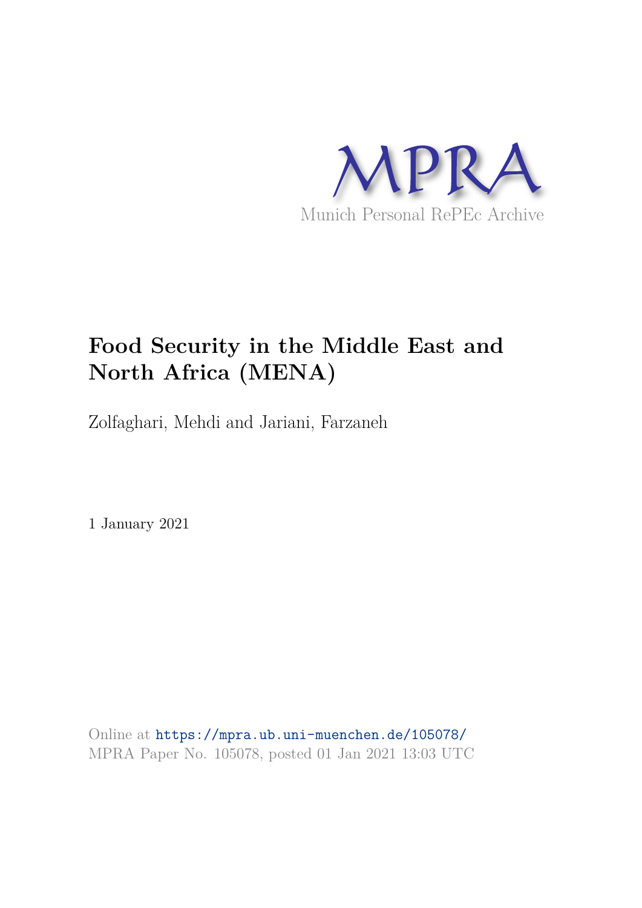MPRA

Munich Personal RePEc Archive

# Food Security in the Middle East and North Africa (MENA)

Zolfaghari, Mehdi and Jariani, Farzaneh

1 January 2021

Online at https://mpra.ub.uni-muenchen.de/105078/
MPRA Paper No. 105078, posted 01 Jan 2021 13:03 UTC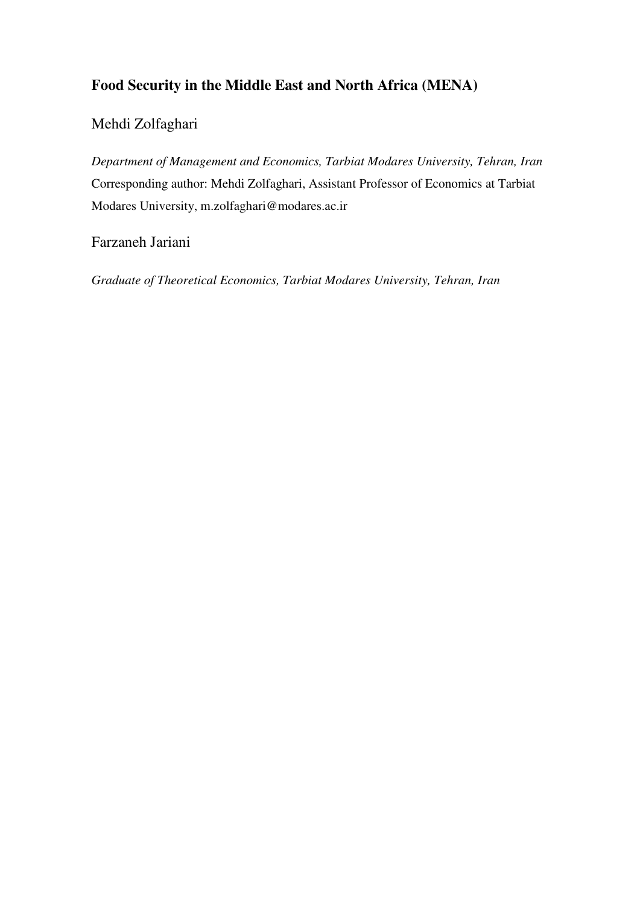# Food Security in the Middle East and North Africa (MENA)

Mehdi Zolfaghari

*Department of Management and Economics, Tarbiat Modares University, Tehran, Iran*
Corresponding author: Mehdi Zolfaghari, Assistant Professor of Economics at Tarbiat Modares University, m.zolfaghari@modares.ac.ir

Farzaneh Jariani

*Graduate of Theoretical Economics, Tarbiat Modares University, Tehran, Iran*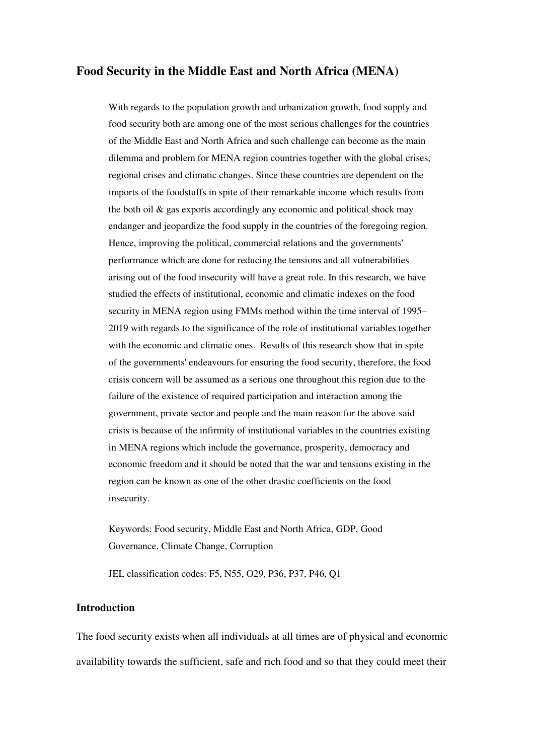# Food Security in the Middle East and North Africa (MENA)

With regards to the population growth and urbanization growth, food supply and food security both are among one of the most serious challenges for the countries of the Middle East and North Africa and such challenge can become as the main dilemma and problem for MENA region countries together with the global crises, regional crises and climatic changes. Since these countries are dependent on the imports of the foodstuffs in spite of their remarkable income which results from the both oil & gas exports accordingly any economic and political shock may endanger and jeopardize the food supply in the countries of the foregoing region. Hence, improving the political, commercial relations and the governments' performance which are done for reducing the tensions and all vulnerabilities arising out of the food insecurity will have a great role. In this research, we have studied the effects of institutional, economic and climatic indexes on the food security in MENA region using FMMs method within the time interval of 1995–2019 with regards to the significance of the role of institutional variables together with the economic and climatic ones. Results of this research show that in spite of the governments' endeavours for ensuring the food security, therefore, the food crisis concern will be assumed as a serious one throughout this region due to the failure of the existence of required participation and interaction among the government, private sector and people and the main reason for the above-said crisis is because of the infirmity of institutional variables in the countries existing in MENA regions which include the governance, prosperity, democracy and economic freedom and it should be noted that the war and tensions existing in the region can be known as one of the other drastic coefficients on the food insecurity.

Keywords: Food security, Middle East and North Africa, GDP, Good Governance, Climate Change, Corruption

JEL classification codes: F5, N55, O29, P36, P37, P46, Q1

## Introduction

The food security exists when all individuals at all times are of physical and economic availability towards the sufficient, safe and rich food and so that they could meet their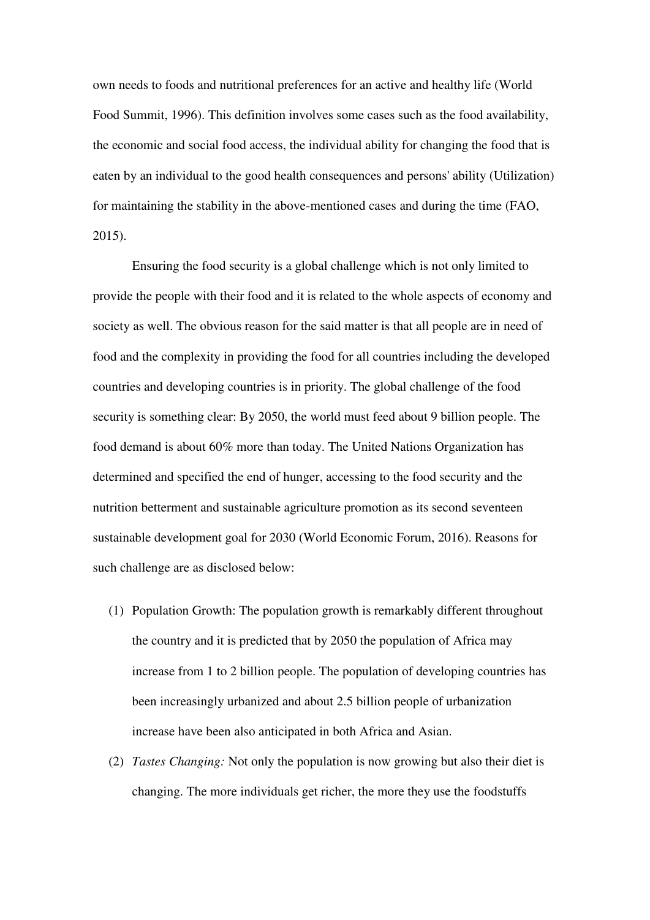own needs to foods and nutritional preferences for an active and healthy life (World Food Summit, 1996). This definition involves some cases such as the food availability, the economic and social food access, the individual ability for changing the food that is eaten by an individual to the good health consequences and persons' ability (Utilization) for maintaining the stability in the above-mentioned cases and during the time (FAO, 2015).

Ensuring the food security is a global challenge which is not only limited to provide the people with their food and it is related to the whole aspects of economy and society as well. The obvious reason for the said matter is that all people are in need of food and the complexity in providing the food for all countries including the developed countries and developing countries is in priority. The global challenge of the food security is something clear: By 2050, the world must feed about 9 billion people. The food demand is about 60% more than today. The United Nations Organization has determined and specified the end of hunger, accessing to the food security and the nutrition betterment and sustainable agriculture promotion as its second seventeen sustainable development goal for 2030 (World Economic Forum, 2016). Reasons for such challenge are as disclosed below:

(1) Population Growth: The population growth is remarkably different throughout the country and it is predicted that by 2050 the population of Africa may increase from 1 to 2 billion people. The population of developing countries has been increasingly urbanized and about 2.5 billion people of urbanization increase have been also anticipated in both Africa and Asian.

(2) *Tastes Changing:* Not only the population is now growing but also their diet is changing. The more individuals get richer, the more they use the foodstuffs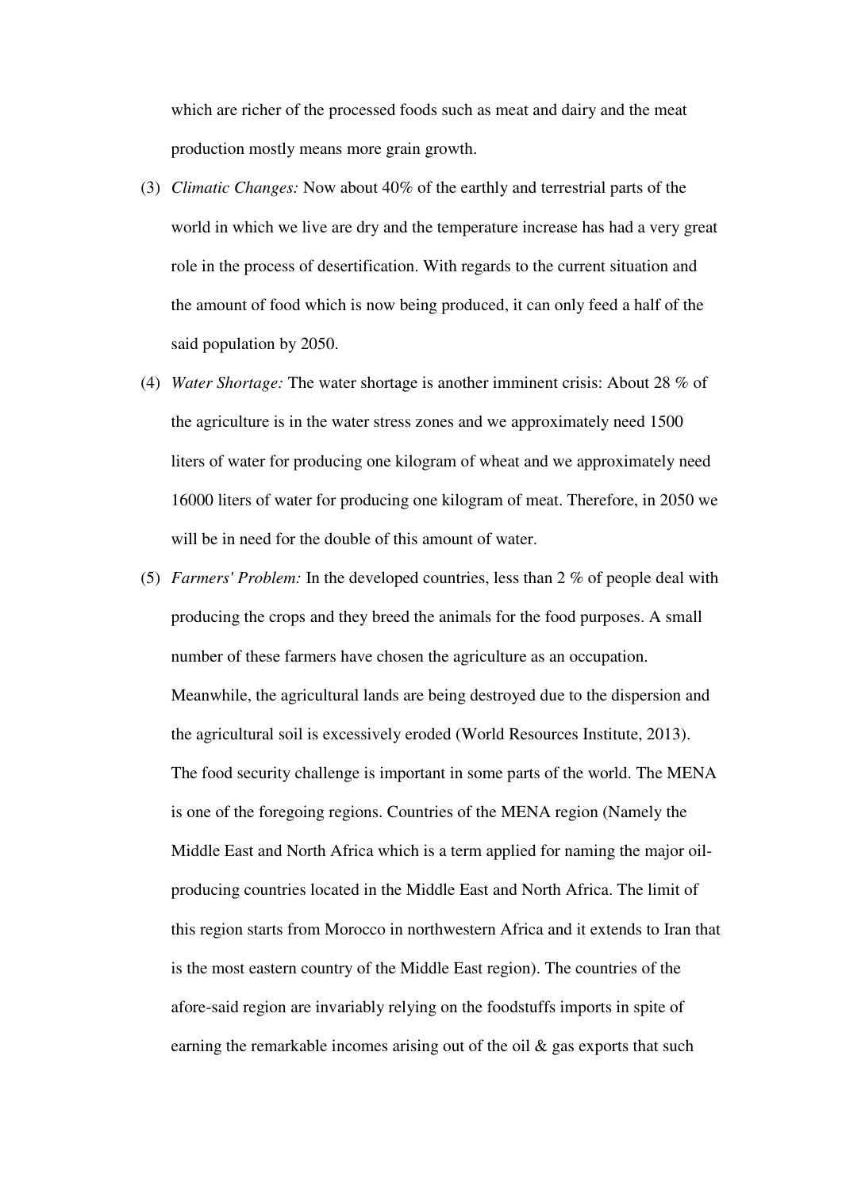which are richer of the processed foods such as meat and dairy and the meat production mostly means more grain growth.

(3) *Climatic Changes:* Now about 40% of the earthly and terrestrial parts of the world in which we live are dry and the temperature increase has had a very great role in the process of desertification. With regards to the current situation and the amount of food which is now being produced, it can only feed a half of the said population by 2050.

(4) *Water Shortage:* The water shortage is another imminent crisis: About 28 % of the agriculture is in the water stress zones and we approximately need 1500 liters of water for producing one kilogram of wheat and we approximately need 16000 liters of water for producing one kilogram of meat. Therefore, in 2050 we will be in need for the double of this amount of water.

(5) *Farmers' Problem:* In the developed countries, less than 2 % of people deal with producing the crops and they breed the animals for the food purposes. A small number of these farmers have chosen the agriculture as an occupation. Meanwhile, the agricultural lands are being destroyed due to the dispersion and the agricultural soil is excessively eroded (World Resources Institute, 2013). The food security challenge is important in some parts of the world. The MENA is one of the foregoing regions. Countries of the MENA region (Namely the Middle East and North Africa which is a term applied for naming the major oil-producing countries located in the Middle East and North Africa. The limit of this region starts from Morocco in northwestern Africa and it extends to Iran that is the most eastern country of the Middle East region). The countries of the afore-said region are invariably relying on the foodstuffs imports in spite of earning the remarkable incomes arising out of the oil & gas exports that such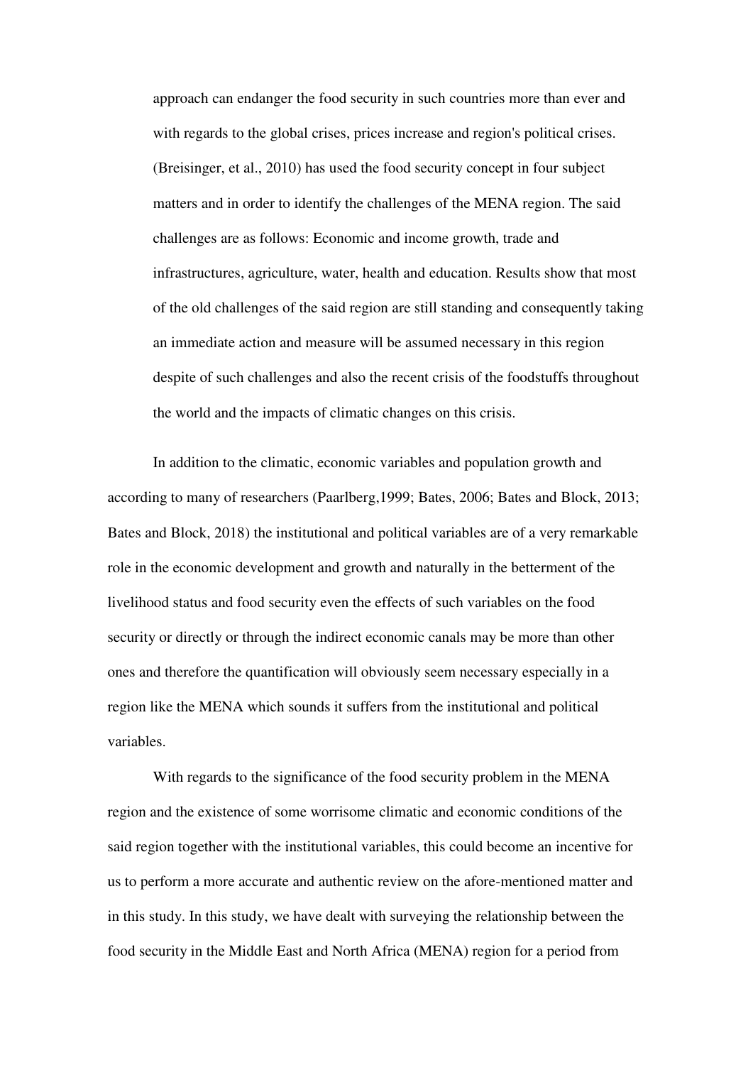approach can endanger the food security in such countries more than ever and with regards to the global crises, prices increase and region's political crises. (Breisinger, et al., 2010) has used the food security concept in four subject matters and in order to identify the challenges of the MENA region. The said challenges are as follows: Economic and income growth, trade and infrastructures, agriculture, water, health and education. Results show that most of the old challenges of the said region are still standing and consequently taking an immediate action and measure will be assumed necessary in this region despite of such challenges and also the recent crisis of the foodstuffs throughout the world and the impacts of climatic changes on this crisis.

In addition to the climatic, economic variables and population growth and according to many of researchers (Paarlberg,1999; Bates, 2006; Bates and Block, 2013; Bates and Block, 2018) the institutional and political variables are of a very remarkable role in the economic development and growth and naturally in the betterment of the livelihood status and food security even the effects of such variables on the food security or directly or through the indirect economic canals may be more than other ones and therefore the quantification will obviously seem necessary especially in a region like the MENA which sounds it suffers from the institutional and political variables.

With regards to the significance of the food security problem in the MENA region and the existence of some worrisome climatic and economic conditions of the said region together with the institutional variables, this could become an incentive for us to perform a more accurate and authentic review on the afore-mentioned matter and in this study. In this study, we have dealt with surveying the relationship between the food security in the Middle East and North Africa (MENA) region for a period from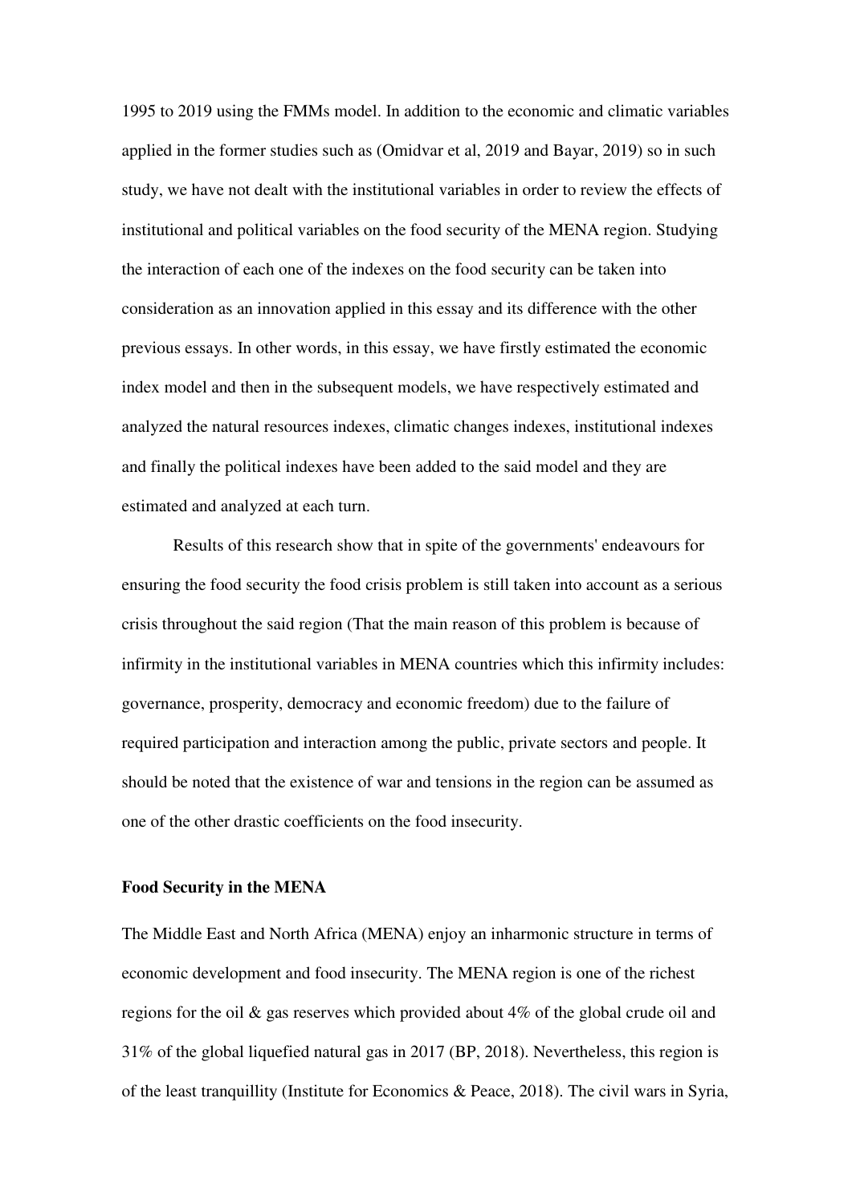1995 to 2019 using the FMMs model. In addition to the economic and climatic variables applied in the former studies such as (Omidvar et al, 2019 and Bayar, 2019) so in such study, we have not dealt with the institutional variables in order to review the effects of institutional and political variables on the food security of the MENA region. Studying the interaction of each one of the indexes on the food security can be taken into consideration as an innovation applied in this essay and its difference with the other previous essays. In other words, in this essay, we have firstly estimated the economic index model and then in the subsequent models, we have respectively estimated and analyzed the natural resources indexes, climatic changes indexes, institutional indexes and finally the political indexes have been added to the said model and they are estimated and analyzed at each turn.

Results of this research show that in spite of the governments' endeavours for ensuring the food security the food crisis problem is still taken into account as a serious crisis throughout the said region (That the main reason of this problem is because of infirmity in the institutional variables in MENA countries which this infirmity includes: governance, prosperity, democracy and economic freedom) due to the failure of required participation and interaction among the public, private sectors and people. It should be noted that the existence of war and tensions in the region can be assumed as one of the other drastic coefficients on the food insecurity.

**Food Security in the MENA**

The Middle East and North Africa (MENA) enjoy an inharmonic structure in terms of economic development and food insecurity. The MENA region is one of the richest regions for the oil & gas reserves which provided about 4% of the global crude oil and 31% of the global liquefied natural gas in 2017 (BP, 2018). Nevertheless, this region is of the least tranquillity (Institute for Economics & Peace, 2018). The civil wars in Syria,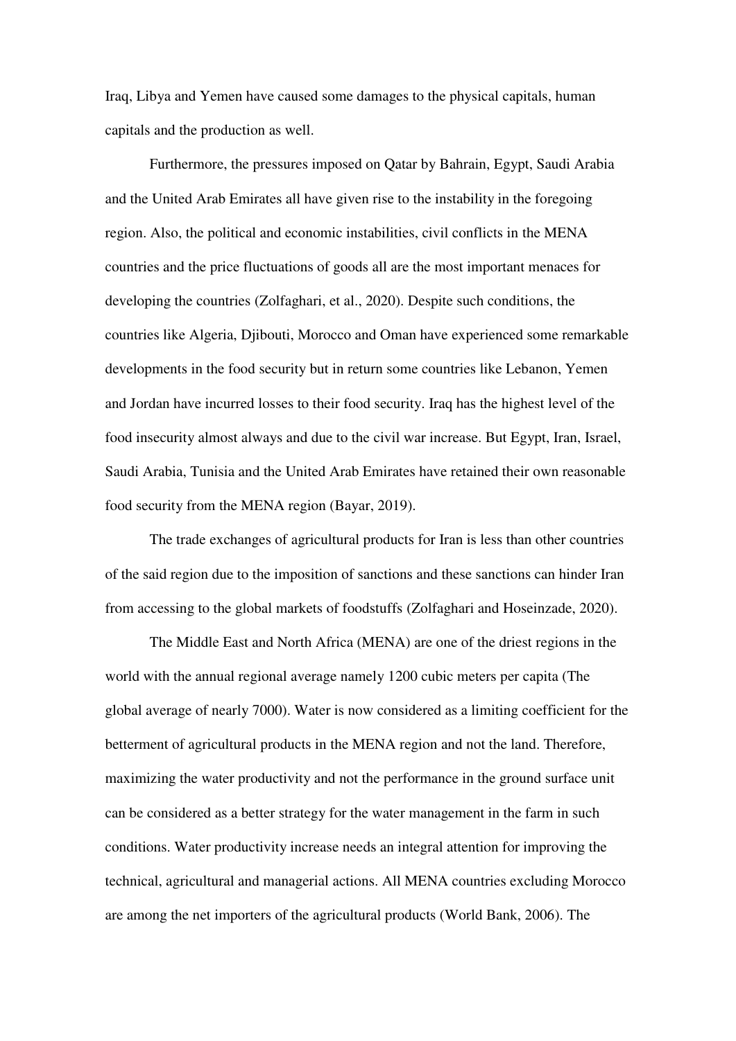Iraq, Libya and Yemen have caused some damages to the physical capitals, human capitals and the production as well.

Furthermore, the pressures imposed on Qatar by Bahrain, Egypt, Saudi Arabia and the United Arab Emirates all have given rise to the instability in the foregoing region. Also, the political and economic instabilities, civil conflicts in the MENA countries and the price fluctuations of goods all are the most important menaces for developing the countries (Zolfaghari, et al., 2020). Despite such conditions, the countries like Algeria, Djibouti, Morocco and Oman have experienced some remarkable developments in the food security but in return some countries like Lebanon, Yemen and Jordan have incurred losses to their food security. Iraq has the highest level of the food insecurity almost always and due to the civil war increase. But Egypt, Iran, Israel, Saudi Arabia, Tunisia and the United Arab Emirates have retained their own reasonable food security from the MENA region (Bayar, 2019).

The trade exchanges of agricultural products for Iran is less than other countries of the said region due to the imposition of sanctions and these sanctions can hinder Iran from accessing to the global markets of foodstuffs (Zolfaghari and Hoseinzade, 2020).

The Middle East and North Africa (MENA) are one of the driest regions in the world with the annual regional average namely 1200 cubic meters per capita (The global average of nearly 7000). Water is now considered as a limiting coefficient for the betterment of agricultural products in the MENA region and not the land. Therefore, maximizing the water productivity and not the performance in the ground surface unit can be considered as a better strategy for the water management in the farm in such conditions. Water productivity increase needs an integral attention for improving the technical, agricultural and managerial actions. All MENA countries excluding Morocco are among the net importers of the agricultural products (World Bank, 2006). The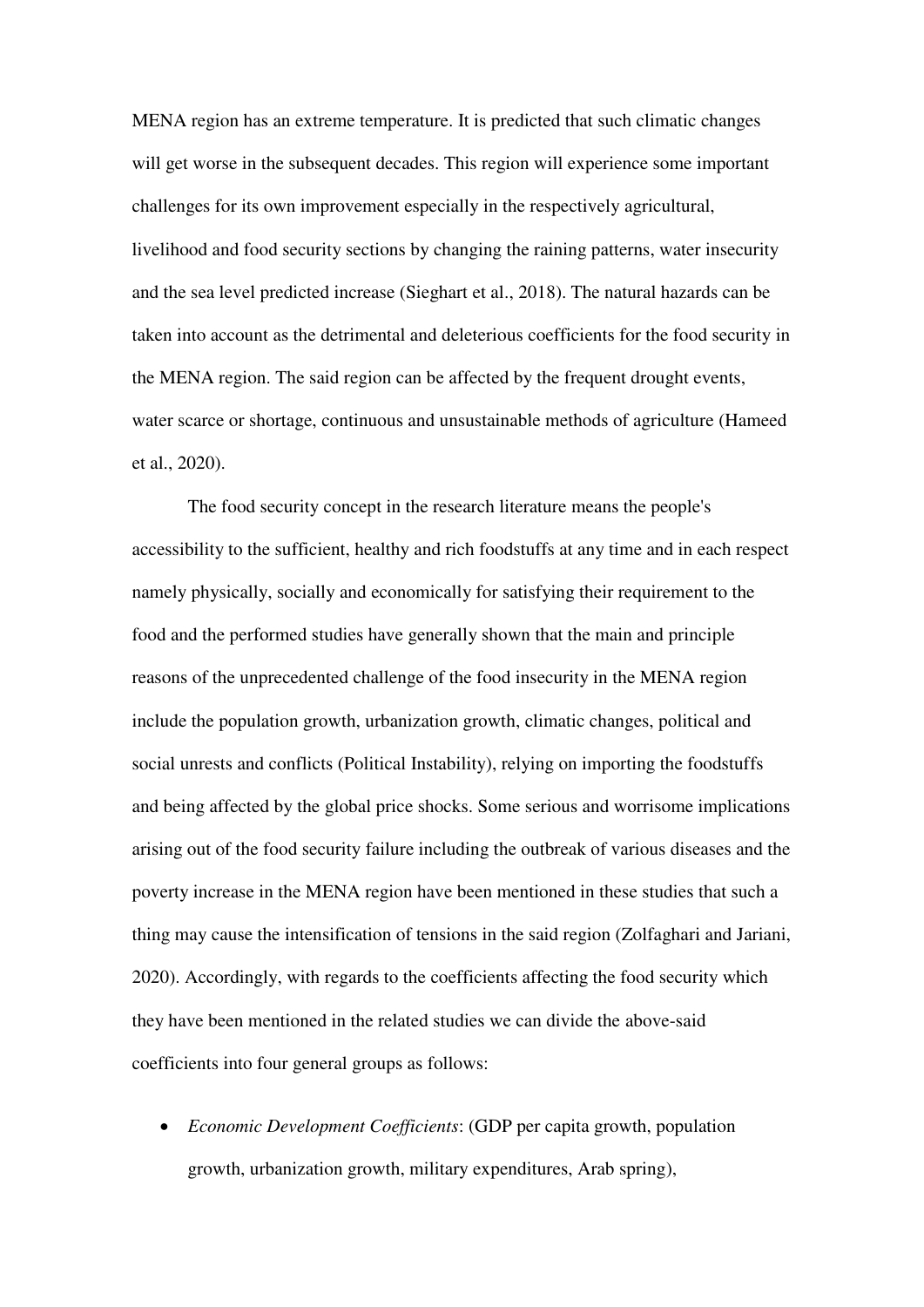MENA region has an extreme temperature. It is predicted that such climatic changes will get worse in the subsequent decades. This region will experience some important challenges for its own improvement especially in the respectively agricultural, livelihood and food security sections by changing the raining patterns, water insecurity and the sea level predicted increase (Sieghart et al., 2018). The natural hazards can be taken into account as the detrimental and deleterious coefficients for the food security in the MENA region. The said region can be affected by the frequent drought events, water scarce or shortage, continuous and unsustainable methods of agriculture (Hameed et al., 2020).

The food security concept in the research literature means the people's accessibility to the sufficient, healthy and rich foodstuffs at any time and in each respect namely physically, socially and economically for satisfying their requirement to the food and the performed studies have generally shown that the main and principle reasons of the unprecedented challenge of the food insecurity in the MENA region include the population growth, urbanization growth, climatic changes, political and social unrests and conflicts (Political Instability), relying on importing the foodstuffs and being affected by the global price shocks. Some serious and worrisome implications arising out of the food security failure including the outbreak of various diseases and the poverty increase in the MENA region have been mentioned in these studies that such a thing may cause the intensification of tensions in the said region (Zolfaghari and Jariani, 2020). Accordingly, with regards to the coefficients affecting the food security which they have been mentioned in the related studies we can divide the above-said coefficients into four general groups as follows:

- *Economic Development Coefficients*: (GDP per capita growth, population growth, urbanization growth, military expenditures, Arab spring),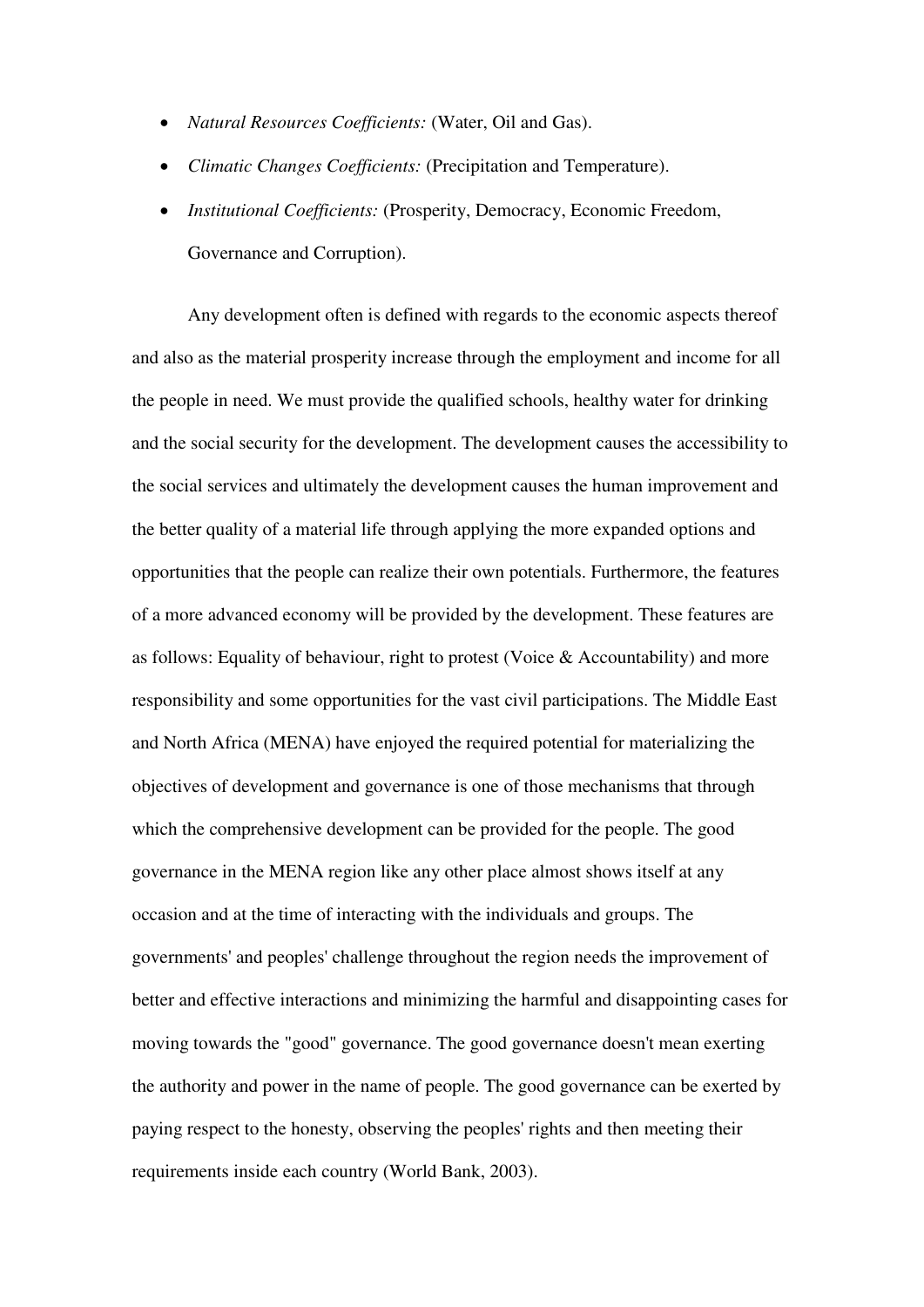- *Natural Resources Coefficients:* (Water, Oil and Gas).
- *Climatic Changes Coefficients:* (Precipitation and Temperature).
- *Institutional Coefficients:* (Prosperity, Democracy, Economic Freedom, Governance and Corruption).

Any development often is defined with regards to the economic aspects thereof and also as the material prosperity increase through the employment and income for all the people in need. We must provide the qualified schools, healthy water for drinking and the social security for the development. The development causes the accessibility to the social services and ultimately the development causes the human improvement and the better quality of a material life through applying the more expanded options and opportunities that the people can realize their own potentials. Furthermore, the features of a more advanced economy will be provided by the development. These features are as follows: Equality of behaviour, right to protest (Voice & Accountability) and more responsibility and some opportunities for the vast civil participations. The Middle East and North Africa (MENA) have enjoyed the required potential for materializing the objectives of development and governance is one of those mechanisms that through which the comprehensive development can be provided for the people. The good governance in the MENA region like any other place almost shows itself at any occasion and at the time of interacting with the individuals and groups. The governments' and peoples' challenge throughout the region needs the improvement of better and effective interactions and minimizing the harmful and disappointing cases for moving towards the "good" governance. The good governance doesn't mean exerting the authority and power in the name of people. The good governance can be exerted by paying respect to the honesty, observing the peoples' rights and then meeting their requirements inside each country (World Bank, 2003).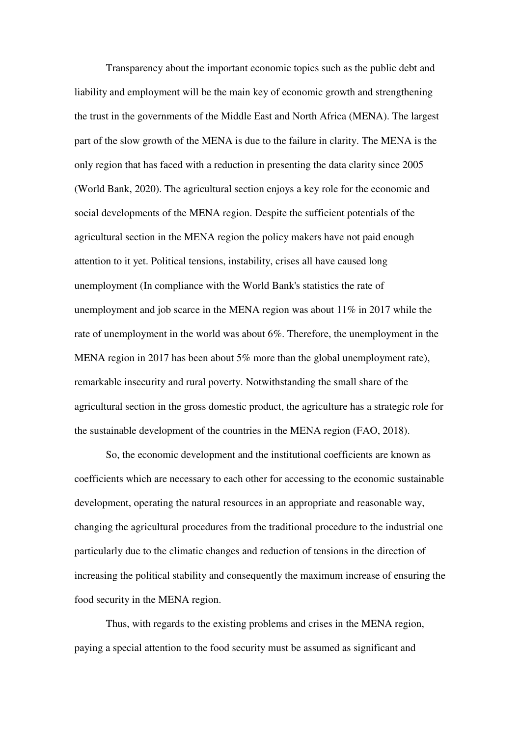Transparency about the important economic topics such as the public debt and liability and employment will be the main key of economic growth and strengthening the trust in the governments of the Middle East and North Africa (MENA). The largest part of the slow growth of the MENA is due to the failure in clarity. The MENA is the only region that has faced with a reduction in presenting the data clarity since 2005 (World Bank, 2020). The agricultural section enjoys a key role for the economic and social developments of the MENA region. Despite the sufficient potentials of the agricultural section in the MENA region the policy makers have not paid enough attention to it yet. Political tensions, instability, crises all have caused long unemployment (In compliance with the World Bank's statistics the rate of unemployment and job scarce in the MENA region was about 11% in 2017 while the rate of unemployment in the world was about 6%. Therefore, the unemployment in the MENA region in 2017 has been about 5% more than the global unemployment rate), remarkable insecurity and rural poverty. Notwithstanding the small share of the agricultural section in the gross domestic product, the agriculture has a strategic role for the sustainable development of the countries in the MENA region (FAO, 2018).

So, the economic development and the institutional coefficients are known as coefficients which are necessary to each other for accessing to the economic sustainable development, operating the natural resources in an appropriate and reasonable way, changing the agricultural procedures from the traditional procedure to the industrial one particularly due to the climatic changes and reduction of tensions in the direction of increasing the political stability and consequently the maximum increase of ensuring the food security in the MENA region.

Thus, with regards to the existing problems and crises in the MENA region, paying a special attention to the food security must be assumed as significant and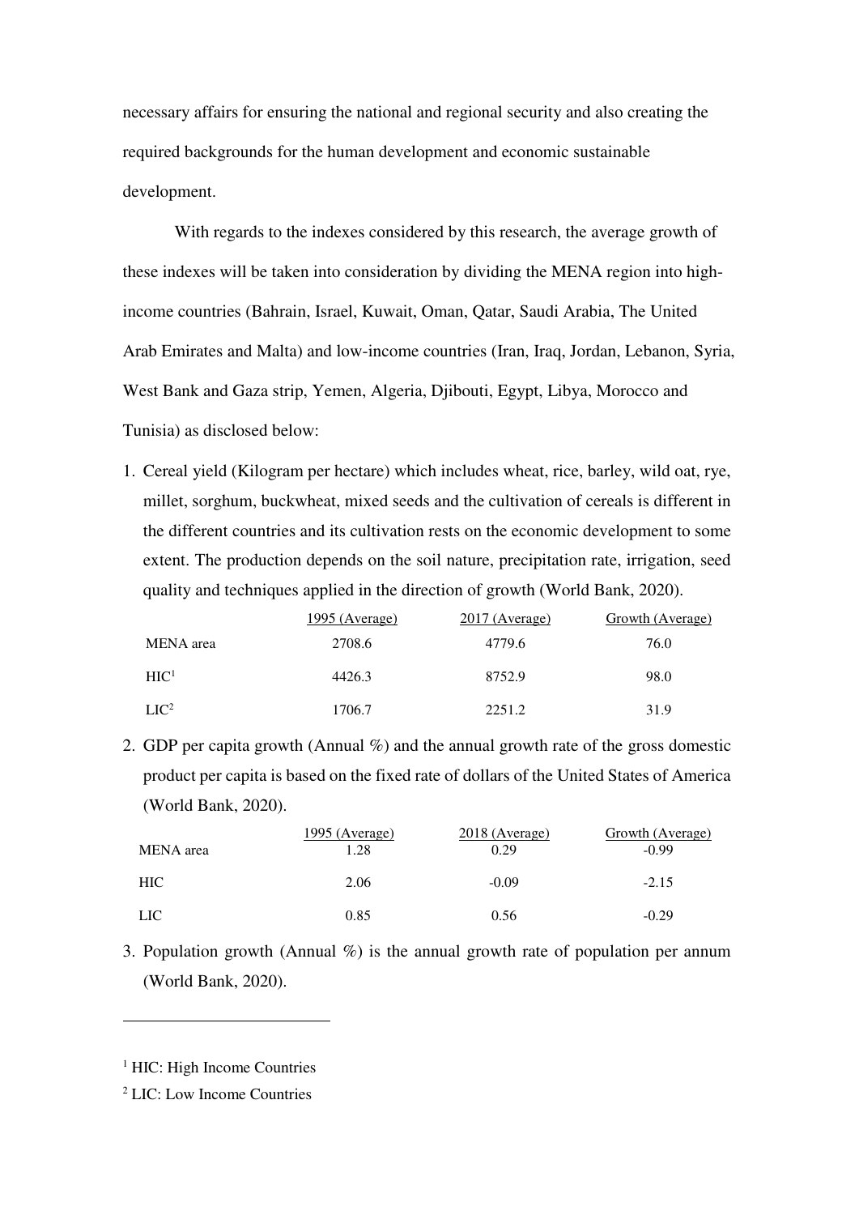necessary affairs for ensuring the national and regional security and also creating the required backgrounds for the human development and economic sustainable development.

With regards to the indexes considered by this research, the average growth of these indexes will be taken into consideration by dividing the MENA region into high-income countries (Bahrain, Israel, Kuwait, Oman, Qatar, Saudi Arabia, The United Arab Emirates and Malta) and low-income countries (Iran, Iraq, Jordan, Lebanon, Syria, West Bank and Gaza strip, Yemen, Algeria, Djibouti, Egypt, Libya, Morocco and Tunisia) as disclosed below:

1. Cereal yield (Kilogram per hectare) which includes wheat, rice, barley, wild oat, rye, millet, sorghum, buckwheat, mixed seeds and the cultivation of cereals is different in the different countries and its cultivation rests on the economic development to some extent. The production depends on the soil nature, precipitation rate, irrigation, seed quality and techniques applied in the direction of growth (World Bank, 2020).

| | 1995 (Average) | 2017 (Average) | Growth (Average) |
|---|---|---|---|
| MENA area | 2708.6 | 4779.6 | 76.0 |
| HIC[1] | 4426.3 | 8752.9 | 98.0 |
| LIC[2] | 1706.7 | 2251.2 | 31.9 |

2. GDP per capita growth (Annual %) and the annual growth rate of the gross domestic product per capita is based on the fixed rate of dollars of the United States of America (World Bank, 2020).

| | 1995 (Average) | 2018 (Average) | Growth (Average) |
|---|---|---|---|
| MENA area | 1.28 | 0.29 | -0.99 |
| HIC | 2.06 | -0.09 | -2.15 |
| LIC | 0.85 | 0.56 | -0.29 |

3. Population growth (Annual %) is the annual growth rate of population per annum (World Bank, 2020).

---

[1] HIC: High Income Countries

[2] LIC: Low Income Countries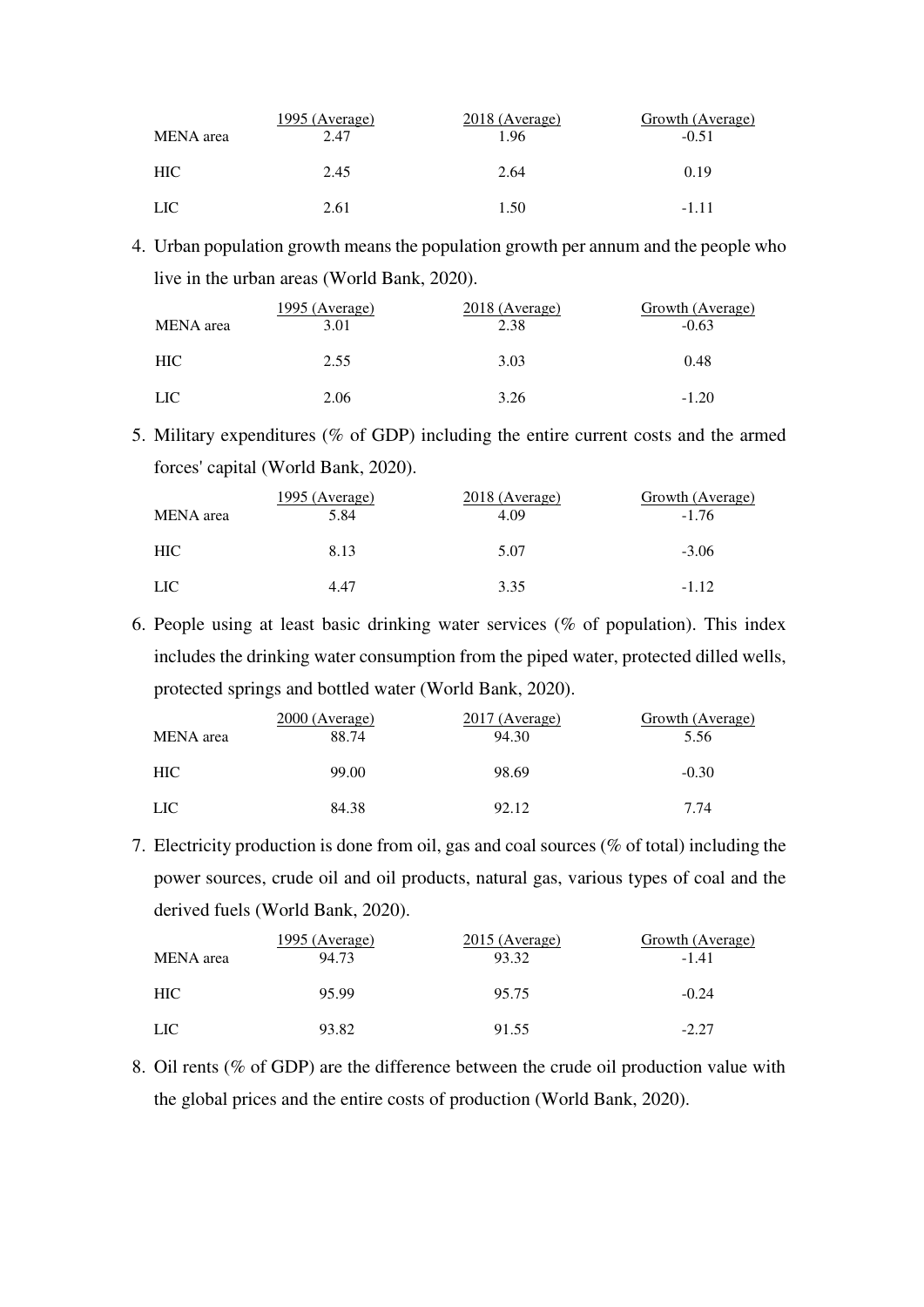| | 1995 (Average) | 2018 (Average) | Growth (Average) |
|---|---|---|---|
| MENA area | 2.47 | 1.96 | -0.51 |
| HIC | 2.45 | 2.64 | 0.19 |
| LIC | 2.61 | 1.50 | -1.11 |

4. Urban population growth means the population growth per annum and the people who live in the urban areas (World Bank, 2020).

| | 1995 (Average) | 2018 (Average) | Growth (Average) |
|---|---|---|---|
| MENA area | 3.01 | 2.38 | -0.63 |
| HIC | 2.55 | 3.03 | 0.48 |
| LIC | 2.06 | 3.26 | -1.20 |

5. Military expenditures (% of GDP) including the entire current costs and the armed forces' capital (World Bank, 2020).

| | 1995 (Average) | 2018 (Average) | Growth (Average) |
|---|---|---|---|
| MENA area | 5.84 | 4.09 | -1.76 |
| HIC | 8.13 | 5.07 | -3.06 |
| LIC | 4.47 | 3.35 | -1.12 |

6. People using at least basic drinking water services (% of population). This index includes the drinking water consumption from the piped water, protected dilled wells, protected springs and bottled water (World Bank, 2020).

| | 2000 (Average) | 2017 (Average) | Growth (Average) |
|---|---|---|---|
| MENA area | 88.74 | 94.30 | 5.56 |
| HIC | 99.00 | 98.69 | -0.30 |
| LIC | 84.38 | 92.12 | 7.74 |

7. Electricity production is done from oil, gas and coal sources (% of total) including the power sources, crude oil and oil products, natural gas, various types of coal and the derived fuels (World Bank, 2020).

| | 1995 (Average) | 2015 (Average) | Growth (Average) |
|---|---|---|---|
| MENA area | 94.73 | 93.32 | -1.41 |
| HIC | 95.99 | 95.75 | -0.24 |
| LIC | 93.82 | 91.55 | -2.27 |

8. Oil rents (% of GDP) are the difference between the crude oil production value with the global prices and the entire costs of production (World Bank, 2020).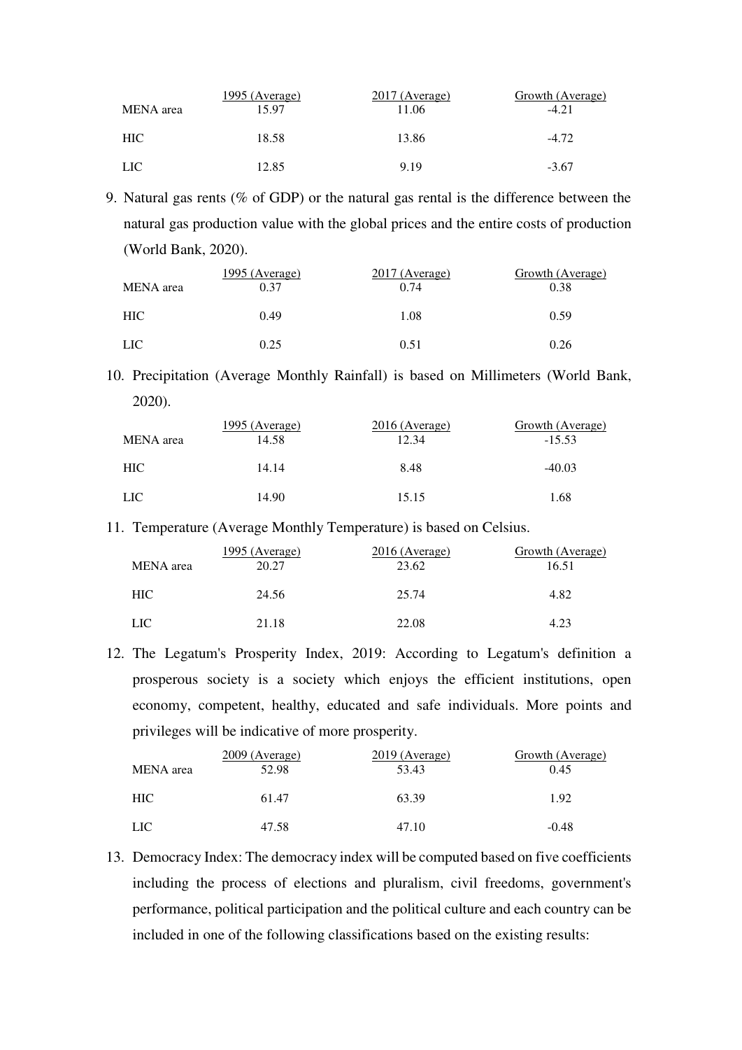| | 1995 (Average) | 2017 (Average) | Growth (Average) |
|---|---|---|---|
| MENA area | 15.97 | 11.06 | -4.21 |
| HIC | 18.58 | 13.86 | -4.72 |
| LIC | 12.85 | 9.19 | -3.67 |

9. Natural gas rents (% of GDP) or the natural gas rental is the difference between the natural gas production value with the global prices and the entire costs of production (World Bank, 2020).

| | 1995 (Average) | 2017 (Average) | Growth (Average) |
|---|---|---|---|
| MENA area | 0.37 | 0.74 | 0.38 |
| HIC | 0.49 | 1.08 | 0.59 |
| LIC | 0.25 | 0.51 | 0.26 |

10. Precipitation (Average Monthly Rainfall) is based on Millimeters (World Bank, 2020).

| | 1995 (Average) | 2016 (Average) | Growth (Average) |
|---|---|---|---|
| MENA area | 14.58 | 12.34 | -15.53 |
| HIC | 14.14 | 8.48 | -40.03 |
| LIC | 14.90 | 15.15 | 1.68 |

11. Temperature (Average Monthly Temperature) is based on Celsius.

| | 1995 (Average) | 2016 (Average) | Growth (Average) |
|---|---|---|---|
| MENA area | 20.27 | 23.62 | 16.51 |
| HIC | 24.56 | 25.74 | 4.82 |
| LIC | 21.18 | 22.08 | 4.23 |

12. The Legatum's Prosperity Index, 2019: According to Legatum's definition a prosperous society is a society which enjoys the efficient institutions, open economy, competent, healthy, educated and safe individuals. More points and privileges will be indicative of more prosperity.

| | 2009 (Average) | 2019 (Average) | Growth (Average) |
|---|---|---|---|
| MENA area | 52.98 | 53.43 | 0.45 |
| HIC | 61.47 | 63.39 | 1.92 |
| LIC | 47.58 | 47.10 | -0.48 |

13. Democracy Index: The democracy index will be computed based on five coefficients including the process of elections and pluralism, civil freedoms, government's performance, political participation and the political culture and each country can be included in one of the following classifications based on the existing results: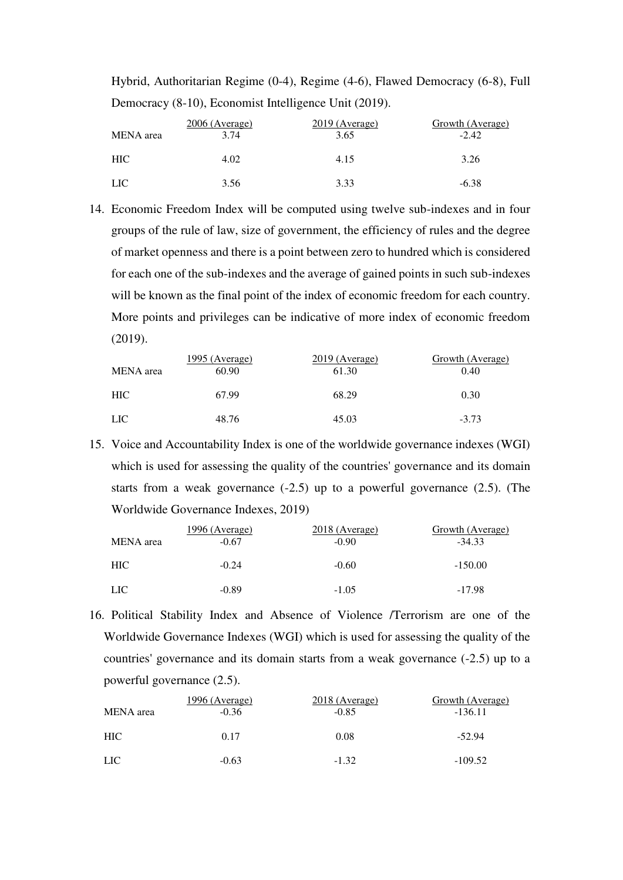Hybrid, Authoritarian Regime (0-4), Regime (4-6), Flawed Democracy (6-8), Full Democracy (8-10), Economist Intelligence Unit (2019).

| | 2006 (Average) | 2019 (Average) | Growth (Average) |
|---|---|---|---|
| MENA area | 3.74 | 3.65 | -2.42 |
| HIC | 4.02 | 4.15 | 3.26 |
| LIC | 3.56 | 3.33 | -6.38 |

14. Economic Freedom Index will be computed using twelve sub-indexes and in four groups of the rule of law, size of government, the efficiency of rules and the degree of market openness and there is a point between zero to hundred which is considered for each one of the sub-indexes and the average of gained points in such sub-indexes will be known as the final point of the index of economic freedom for each country. More points and privileges can be indicative of more index of economic freedom (2019).

| | 1995 (Average) | 2019 (Average) | Growth (Average) |
|---|---|---|---|
| MENA area | 60.90 | 61.30 | 0.40 |
| HIC | 67.99 | 68.29 | 0.30 |
| LIC | 48.76 | 45.03 | -3.73 |

15. Voice and Accountability Index is one of the worldwide governance indexes (WGI) which is used for assessing the quality of the countries' governance and its domain starts from a weak governance (-2.5) up to a powerful governance (2.5). (The Worldwide Governance Indexes, 2019)

| | 1996 (Average) | 2018 (Average) | Growth (Average) |
|---|---|---|---|
| MENA area | -0.67 | -0.90 | -34.33 |
| HIC | -0.24 | -0.60 | -150.00 |
| LIC | -0.89 | -1.05 | -17.98 |

16. Political Stability Index and Absence of Violence /Terrorism are one of the Worldwide Governance Indexes (WGI) which is used for assessing the quality of the countries' governance and its domain starts from a weak governance (-2.5) up to a powerful governance (2.5).

| | 1996 (Average) | 2018 (Average) | Growth (Average) |
|---|---|---|---|
| MENA area | -0.36 | -0.85 | -136.11 |
| HIC | 0.17 | 0.08 | -52.94 |
| LIC | -0.63 | -1.32 | -109.52 |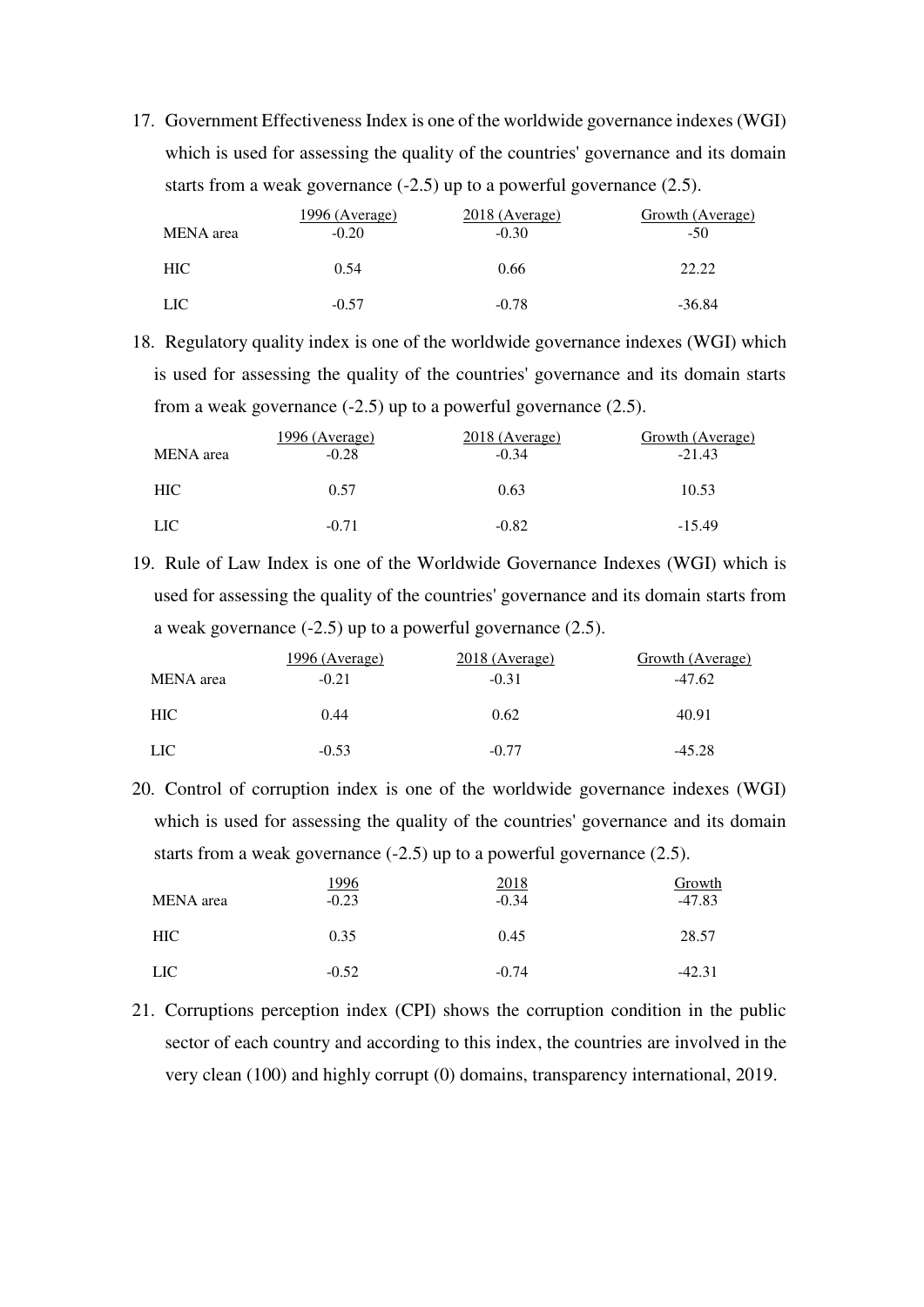17. Government Effectiveness Index is one of the worldwide governance indexes (WGI) which is used for assessing the quality of the countries' governance and its domain starts from a weak governance (-2.5) up to a powerful governance (2.5).

| | 1996 (Average) | 2018 (Average) | Growth (Average) |
|---|---|---|---|
| MENA area | -0.20 | -0.30 | -50 |
| HIC | 0.54 | 0.66 | 22.22 |
| LIC | -0.57 | -0.78 | -36.84 |

18. Regulatory quality index is one of the worldwide governance indexes (WGI) which is used for assessing the quality of the countries' governance and its domain starts from a weak governance (-2.5) up to a powerful governance (2.5).

| | 1996 (Average) | 2018 (Average) | Growth (Average) |
|---|---|---|---|
| MENA area | -0.28 | -0.34 | -21.43 |
| HIC | 0.57 | 0.63 | 10.53 |
| LIC | -0.71 | -0.82 | -15.49 |

19. Rule of Law Index is one of the Worldwide Governance Indexes (WGI) which is used for assessing the quality of the countries' governance and its domain starts from a weak governance (-2.5) up to a powerful governance (2.5).

| | 1996 (Average) | 2018 (Average) | Growth (Average) |
|---|---|---|---|
| MENA area | -0.21 | -0.31 | -47.62 |
| HIC | 0.44 | 0.62 | 40.91 |
| LIC | -0.53 | -0.77 | -45.28 |

20. Control of corruption index is one of the worldwide governance indexes (WGI) which is used for assessing the quality of the countries' governance and its domain starts from a weak governance (-2.5) up to a powerful governance (2.5).

| | 1996 | 2018 | Growth |
|---|---|---|---|
| MENA area | -0.23 | -0.34 | -47.83 |
| HIC | 0.35 | 0.45 | 28.57 |
| LIC | -0.52 | -0.74 | -42.31 |

21. Corruptions perception index (CPI) shows the corruption condition in the public sector of each country and according to this index, the countries are involved in the very clean (100) and highly corrupt (0) domains, transparency international, 2019.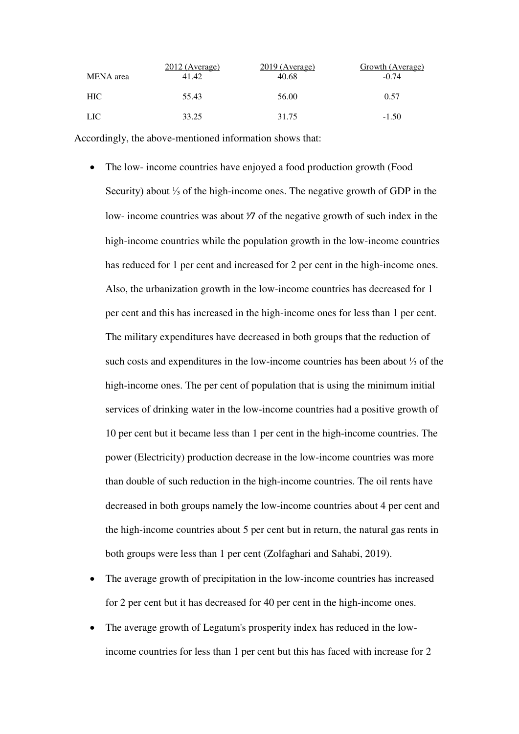| | 2012 (Average) | 2019 (Average) | Growth (Average) |
|---|---|---|---|
| MENA area | 41.42 | 40.68 | -0.74 |
| HIC | 55.43 | 56.00 | 0.57 |
| LIC | 33.25 | 31.75 | -1.50 |

Accordingly, the above-mentioned information shows that:

- The low- income countries have enjoyed a food production growth (Food Security) about ⅓ of the high-income ones. The negative growth of GDP in the low- income countries was about ⅐ of the negative growth of such index in the high-income countries while the population growth in the low-income countries has reduced for 1 per cent and increased for 2 per cent in the high-income ones. Also, the urbanization growth in the low-income countries has decreased for 1 per cent and this has increased in the high-income ones for less than 1 per cent. The military expenditures have decreased in both groups that the reduction of such costs and expenditures in the low-income countries has been about ⅓ of the high-income ones. The per cent of population that is using the minimum initial services of drinking water in the low-income countries had a positive growth of 10 per cent but it became less than 1 per cent in the high-income countries. The power (Electricity) production decrease in the low-income countries was more than double of such reduction in the high-income countries. The oil rents have decreased in both groups namely the low-income countries about 4 per cent and the high-income countries about 5 per cent but in return, the natural gas rents in both groups were less than 1 per cent (Zolfaghari and Sahabi, 2019).
- The average growth of precipitation in the low-income countries has increased for 2 per cent but it has decreased for 40 per cent in the high-income ones.
- The average growth of Legatum's prosperity index has reduced in the low-income countries for less than 1 per cent but this has faced with increase for 2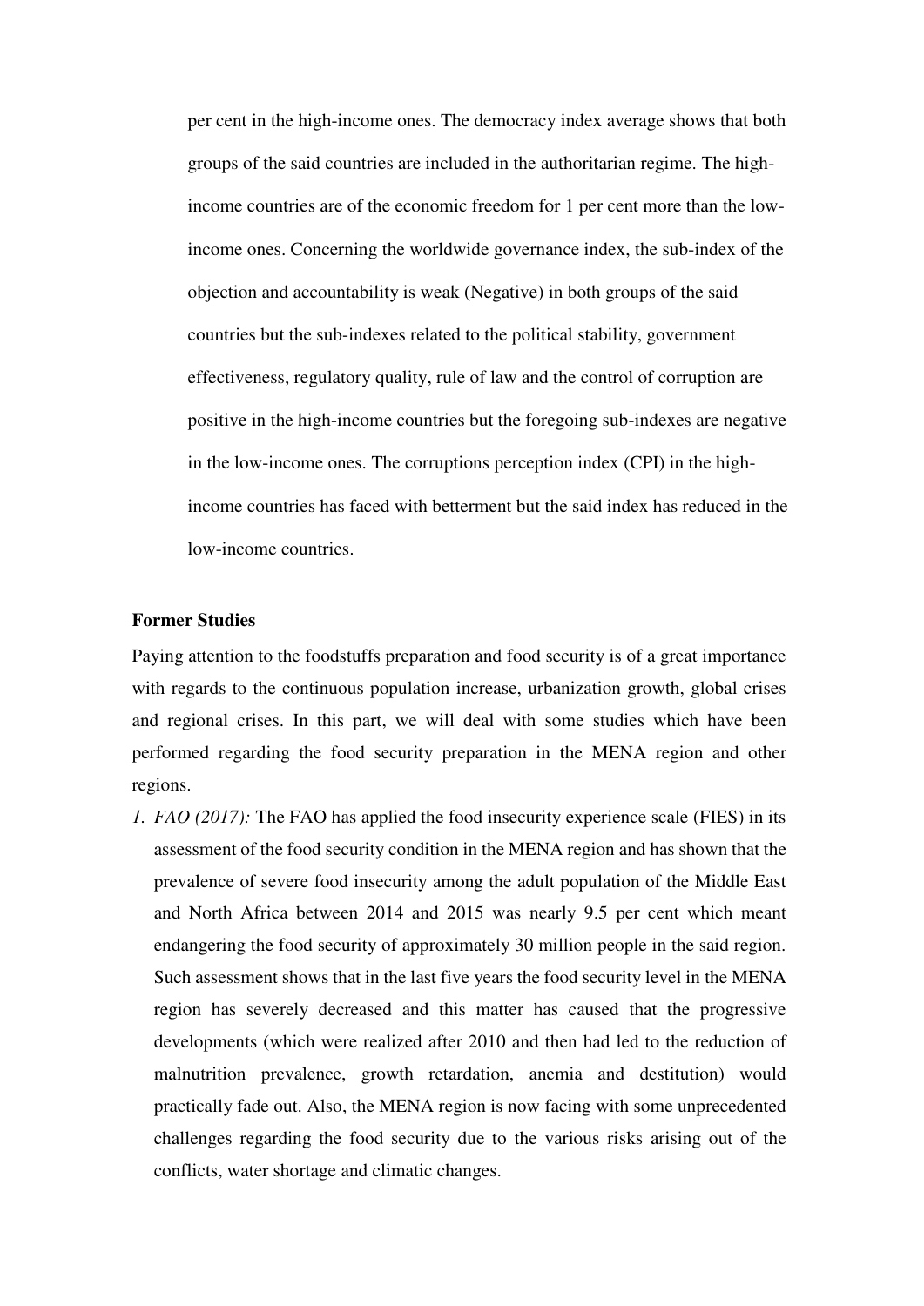per cent in the high-income ones. The democracy index average shows that both groups of the said countries are included in the authoritarian regime. The high-income countries are of the economic freedom for 1 per cent more than the low-income ones. Concerning the worldwide governance index, the sub-index of the objection and accountability is weak (Negative) in both groups of the said countries but the sub-indexes related to the political stability, government effectiveness, regulatory quality, rule of law and the control of corruption are positive in the high-income countries but the foregoing sub-indexes are negative in the low-income ones. The corruptions perception index (CPI) in the high-income countries has faced with betterment but the said index has reduced in the low-income countries.

**Former Studies**

Paying attention to the foodstuffs preparation and food security is of a great importance with regards to the continuous population increase, urbanization growth, global crises and regional crises. In this part, we will deal with some studies which have been performed regarding the food security preparation in the MENA region and other regions.

1. *FAO (2017):* The FAO has applied the food insecurity experience scale (FIES) in its assessment of the food security condition in the MENA region and has shown that the prevalence of severe food insecurity among the adult population of the Middle East and North Africa between 2014 and 2015 was nearly 9.5 per cent which meant endangering the food security of approximately 30 million people in the said region. Such assessment shows that in the last five years the food security level in the MENA region has severely decreased and this matter has caused that the progressive developments (which were realized after 2010 and then had led to the reduction of malnutrition prevalence, growth retardation, anemia and destitution) would practically fade out. Also, the MENA region is now facing with some unprecedented challenges regarding the food security due to the various risks arising out of the conflicts, water shortage and climatic changes.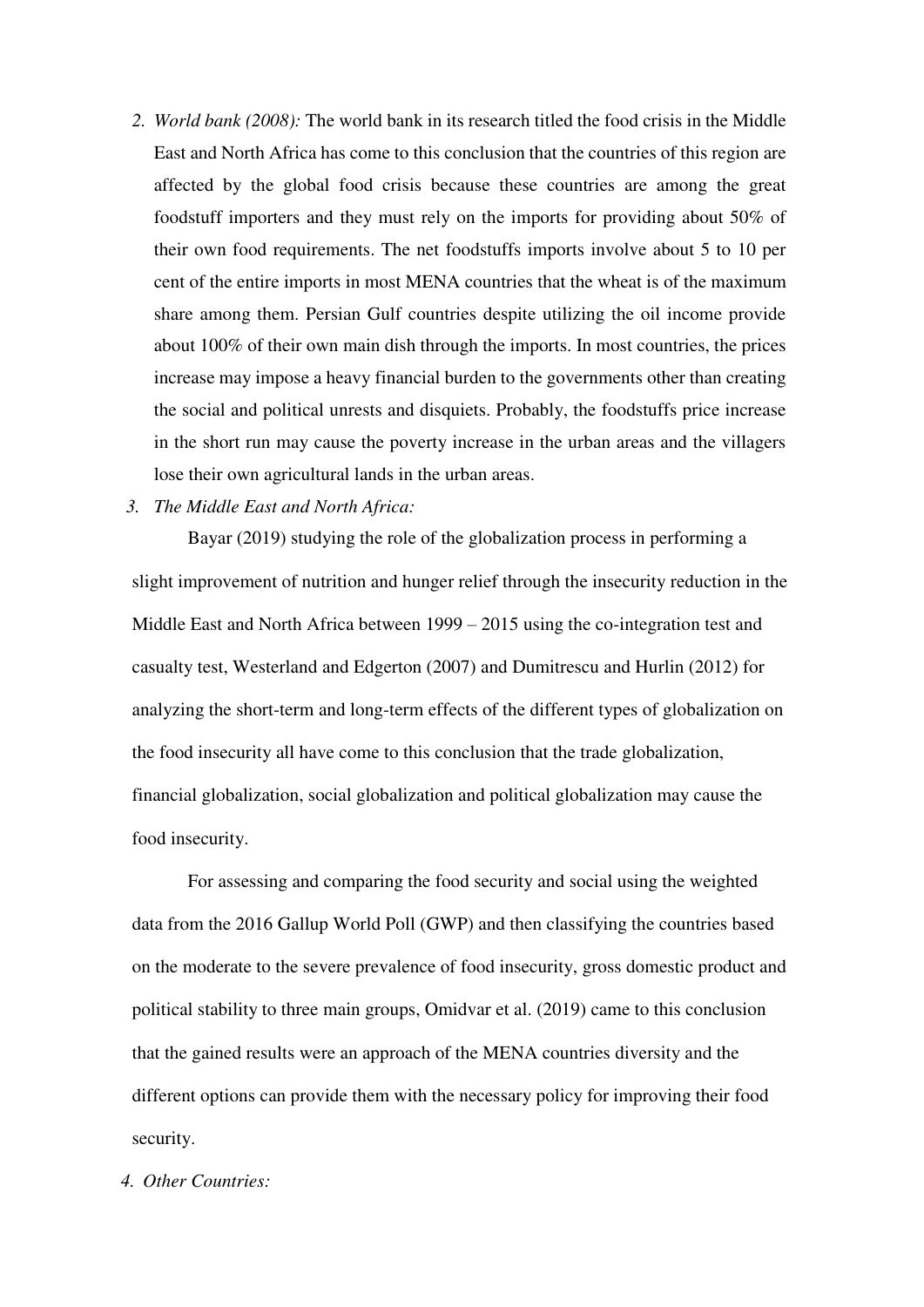2. *World bank (2008):* The world bank in its research titled the food crisis in the Middle East and North Africa has come to this conclusion that the countries of this region are affected by the global food crisis because these countries are among the great foodstuff importers and they must rely on the imports for providing about 50% of their own food requirements. The net foodstuffs imports involve about 5 to 10 per cent of the entire imports in most MENA countries that the wheat is of the maximum share among them. Persian Gulf countries despite utilizing the oil income provide about 100% of their own main dish through the imports. In most countries, the prices increase may impose a heavy financial burden to the governments other than creating the social and political unrests and disquiets. Probably, the foodstuffs price increase in the short run may cause the poverty increase in the urban areas and the villagers lose their own agricultural lands in the urban areas.

3. *The Middle East and North Africa:*

Bayar (2019) studying the role of the globalization process in performing a slight improvement of nutrition and hunger relief through the insecurity reduction in the Middle East and North Africa between 1999 – 2015 using the co-integration test and casualty test, Westerland and Edgerton (2007) and Dumitrescu and Hurlin (2012) for analyzing the short-term and long-term effects of the different types of globalization on the food insecurity all have come to this conclusion that the trade globalization, financial globalization, social globalization and political globalization may cause the food insecurity.

For assessing and comparing the food security and social using the weighted data from the 2016 Gallup World Poll (GWP) and then classifying the countries based on the moderate to the severe prevalence of food insecurity, gross domestic product and political stability to three main groups, Omidvar et al. (2019) came to this conclusion that the gained results were an approach of the MENA countries diversity and the different options can provide them with the necessary policy for improving their food security.

4. *Other Countries:*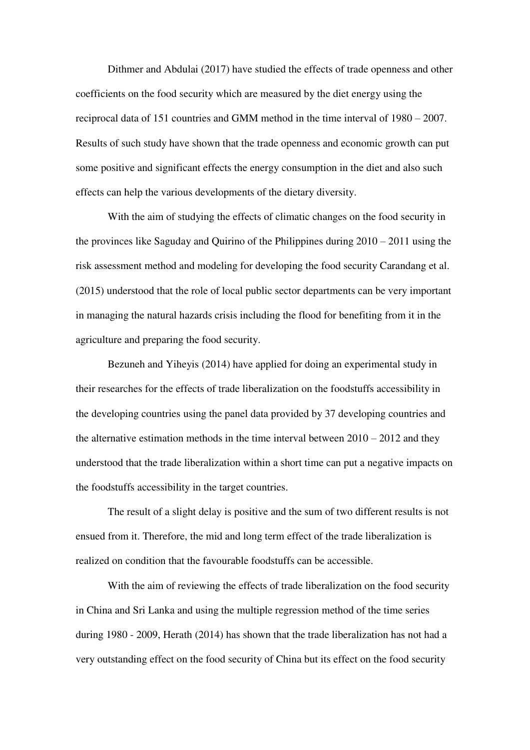Dithmer and Abdulai (2017) have studied the effects of trade openness and other coefficients on the food security which are measured by the diet energy using the reciprocal data of 151 countries and GMM method in the time interval of 1980 – 2007. Results of such study have shown that the trade openness and economic growth can put some positive and significant effects the energy consumption in the diet and also such effects can help the various developments of the dietary diversity.

With the aim of studying the effects of climatic changes on the food security in the provinces like Saguday and Quirino of the Philippines during 2010 – 2011 using the risk assessment method and modeling for developing the food security Carandang et al. (2015) understood that the role of local public sector departments can be very important in managing the natural hazards crisis including the flood for benefiting from it in the agriculture and preparing the food security.

Bezuneh and Yiheyis (2014) have applied for doing an experimental study in their researches for the effects of trade liberalization on the foodstuffs accessibility in the developing countries using the panel data provided by 37 developing countries and the alternative estimation methods in the time interval between 2010 – 2012 and they understood that the trade liberalization within a short time can put a negative impacts on the foodstuffs accessibility in the target countries.

The result of a slight delay is positive and the sum of two different results is not ensued from it. Therefore, the mid and long term effect of the trade liberalization is realized on condition that the favourable foodstuffs can be accessible.

With the aim of reviewing the effects of trade liberalization on the food security in China and Sri Lanka and using the multiple regression method of the time series during 1980 - 2009, Herath (2014) has shown that the trade liberalization has not had a very outstanding effect on the food security of China but its effect on the food security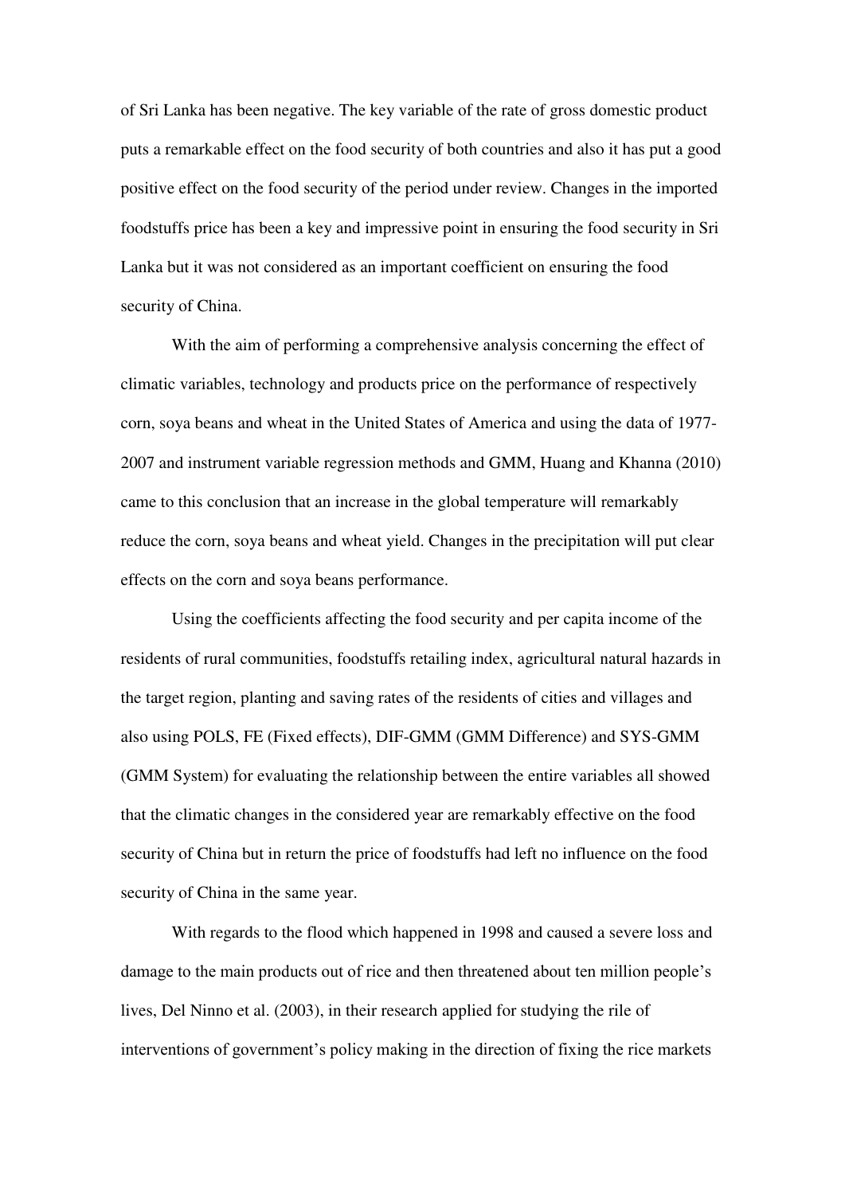of Sri Lanka has been negative. The key variable of the rate of gross domestic product puts a remarkable effect on the food security of both countries and also it has put a good positive effect on the food security of the period under review. Changes in the imported foodstuffs price has been a key and impressive point in ensuring the food security in Sri Lanka but it was not considered as an important coefficient on ensuring the food security of China.

With the aim of performing a comprehensive analysis concerning the effect of climatic variables, technology and products price on the performance of respectively corn, soya beans and wheat in the United States of America and using the data of 1977-2007 and instrument variable regression methods and GMM, Huang and Khanna (2010) came to this conclusion that an increase in the global temperature will remarkably reduce the corn, soya beans and wheat yield. Changes in the precipitation will put clear effects on the corn and soya beans performance.

Using the coefficients affecting the food security and per capita income of the residents of rural communities, foodstuffs retailing index, agricultural natural hazards in the target region, planting and saving rates of the residents of cities and villages and also using POLS, FE (Fixed effects), DIF-GMM (GMM Difference) and SYS-GMM (GMM System) for evaluating the relationship between the entire variables all showed that the climatic changes in the considered year are remarkably effective on the food security of China but in return the price of foodstuffs had left no influence on the food security of China in the same year.

With regards to the flood which happened in 1998 and caused a severe loss and damage to the main products out of rice and then threatened about ten million people's lives, Del Ninno et al. (2003), in their research applied for studying the rile of interventions of government's policy making in the direction of fixing the rice markets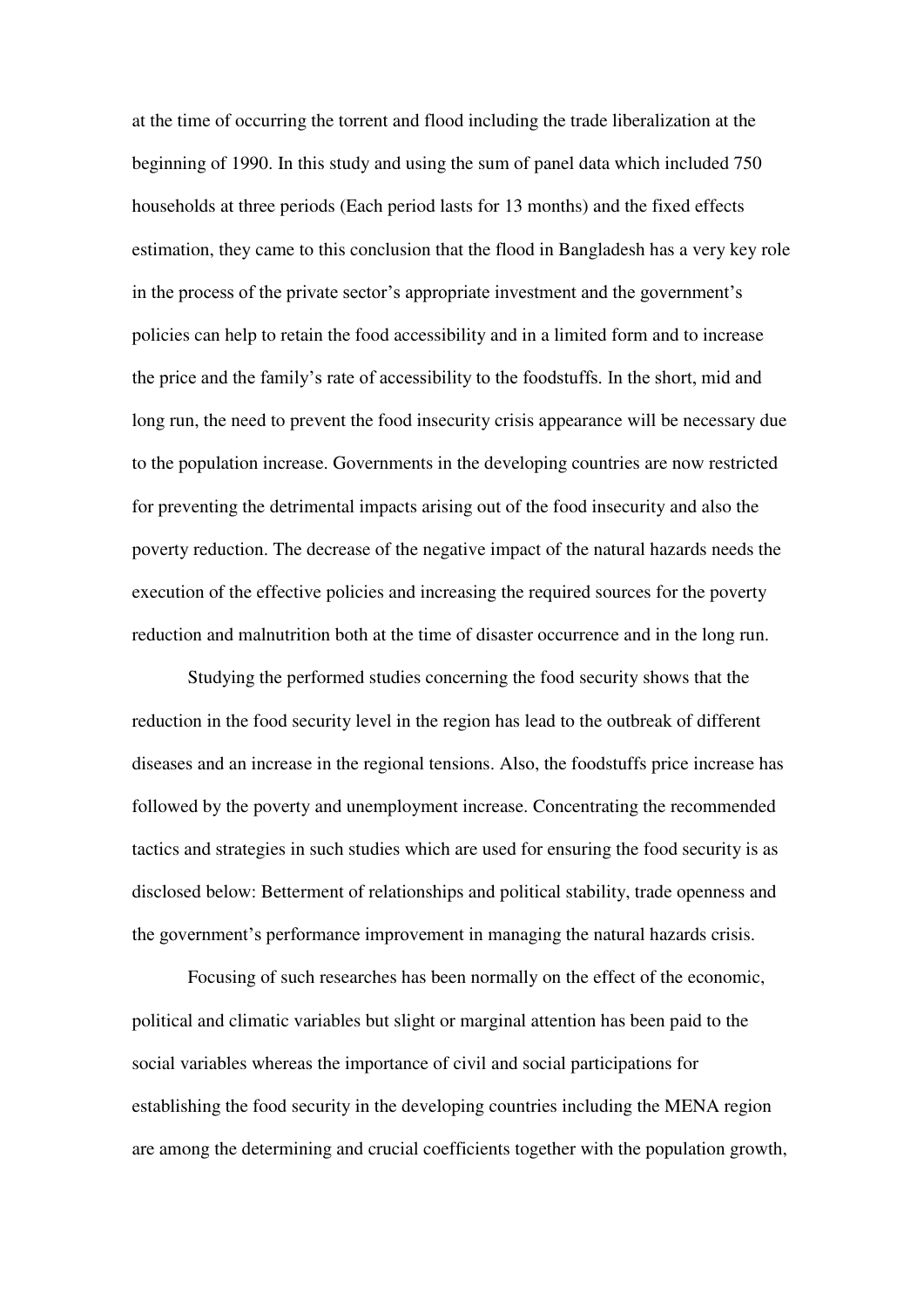at the time of occurring the torrent and flood including the trade liberalization at the beginning of 1990. In this study and using the sum of panel data which included 750 households at three periods (Each period lasts for 13 months) and the fixed effects estimation, they came to this conclusion that the flood in Bangladesh has a very key role in the process of the private sector's appropriate investment and the government's policies can help to retain the food accessibility and in a limited form and to increase the price and the family's rate of accessibility to the foodstuffs. In the short, mid and long run, the need to prevent the food insecurity crisis appearance will be necessary due to the population increase. Governments in the developing countries are now restricted for preventing the detrimental impacts arising out of the food insecurity and also the poverty reduction. The decrease of the negative impact of the natural hazards needs the execution of the effective policies and increasing the required sources for the poverty reduction and malnutrition both at the time of disaster occurrence and in the long run.

Studying the performed studies concerning the food security shows that the reduction in the food security level in the region has lead to the outbreak of different diseases and an increase in the regional tensions. Also, the foodstuffs price increase has followed by the poverty and unemployment increase. Concentrating the recommended tactics and strategies in such studies which are used for ensuring the food security is as disclosed below: Betterment of relationships and political stability, trade openness and the government's performance improvement in managing the natural hazards crisis.

Focusing of such researches has been normally on the effect of the economic, political and climatic variables but slight or marginal attention has been paid to the social variables whereas the importance of civil and social participations for establishing the food security in the developing countries including the MENA region are among the determining and crucial coefficients together with the population growth,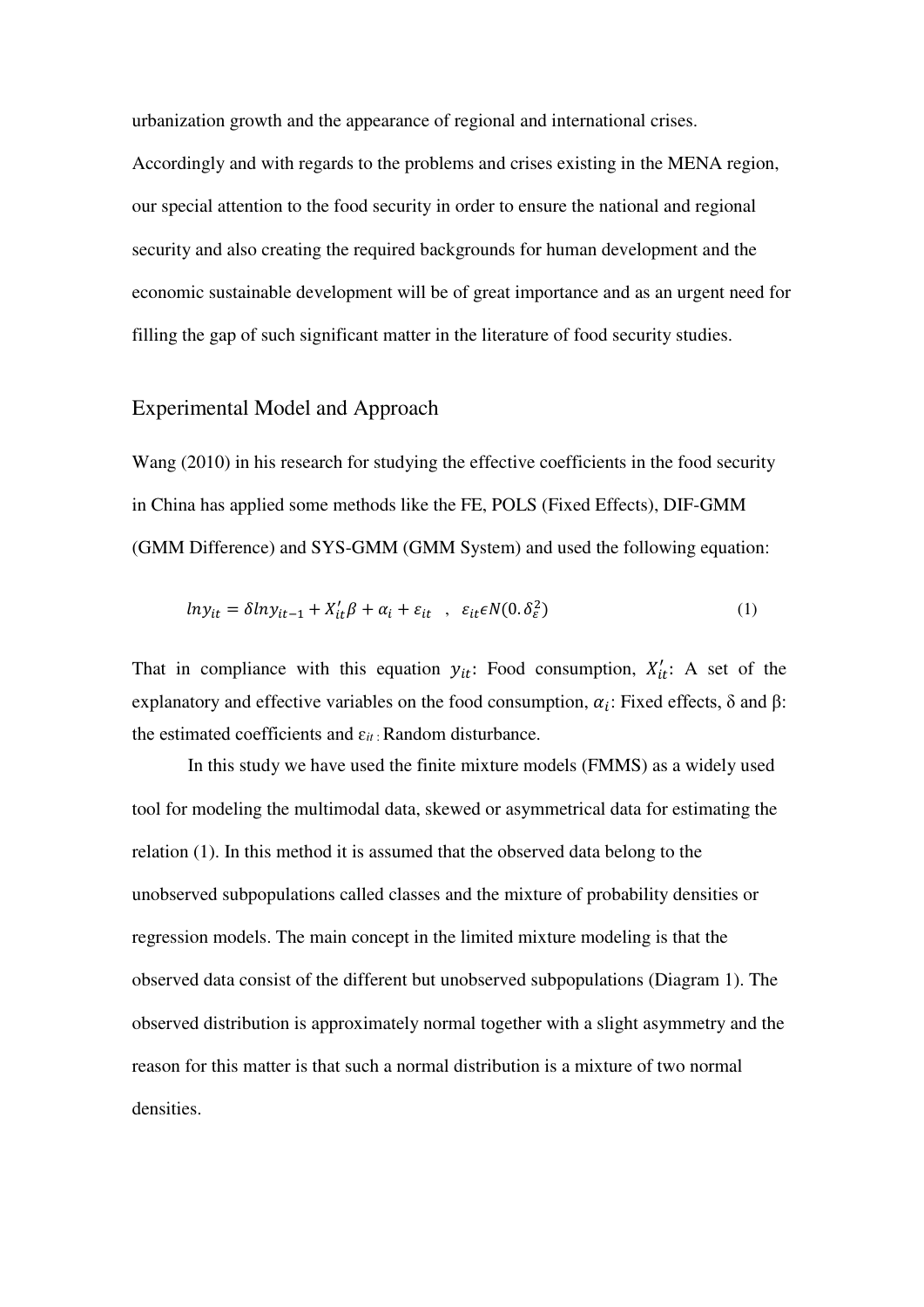urbanization growth and the appearance of regional and international crises. Accordingly and with regards to the problems and crises existing in the MENA region, our special attention to the food security in order to ensure the national and regional security and also creating the required backgrounds for human development and the economic sustainable development will be of great importance and as an urgent need for filling the gap of such significant matter in the literature of food security studies.

## Experimental Model and Approach

Wang (2010) in his research for studying the effective coefficients in the food security in China has applied some methods like the FE, POLS (Fixed Effects), DIF-GMM (GMM Difference) and SYS-GMM (GMM System) and used the following equation:

$$lny_{it} = \delta lny_{it-1} + X_{it}'\beta + \alpha_i + \varepsilon_{it} \quad , \quad \varepsilon_{it} \epsilon N(0.\delta_\varepsilon^2) \qquad (1)$$

That in compliance with this equation $y_{it}$: Food consumption, $X_{it}'$: A set of the explanatory and effective variables on the food consumption, $\alpha_i$: Fixed effects, $\delta$ and $\beta$: the estimated coefficients and $\varepsilon_{it}$: Random disturbance.

In this study we have used the finite mixture models (FMMS) as a widely used tool for modeling the multimodal data, skewed or asymmetrical data for estimating the relation (1). In this method it is assumed that the observed data belong to the unobserved subpopulations called classes and the mixture of probability densities or regression models. The main concept in the limited mixture modeling is that the observed data consist of the different but unobserved subpopulations (Diagram 1). The observed distribution is approximately normal together with a slight asymmetry and the reason for this matter is that such a normal distribution is a mixture of two normal densities.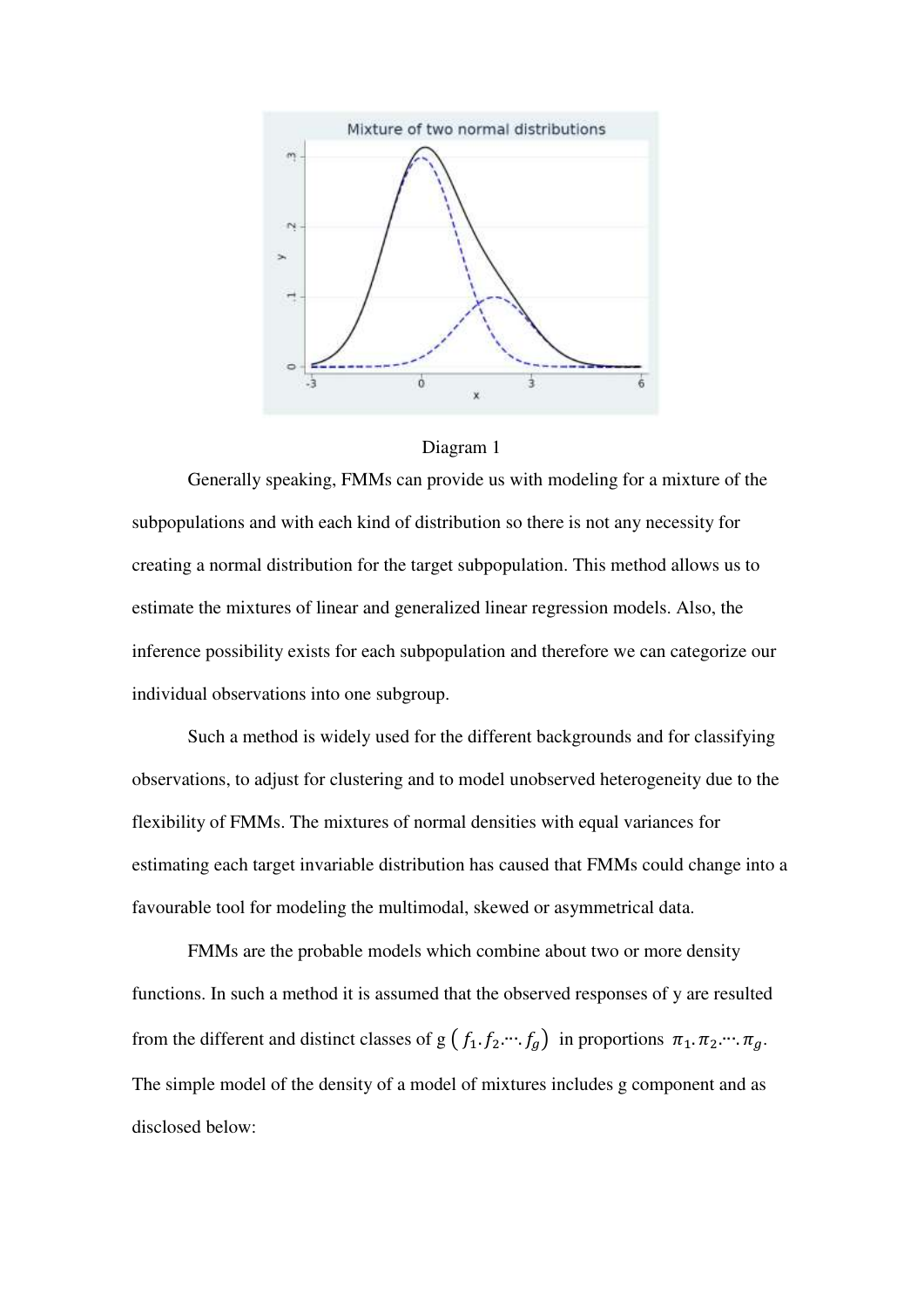Diagram 1

Generally speaking, FMMs can provide us with modeling for a mixture of the subpopulations and with each kind of distribution so there is not any necessity for creating a normal distribution for the target subpopulation. This method allows us to estimate the mixtures of linear and generalized linear regression models. Also, the inference possibility exists for each subpopulation and therefore we can categorize our individual observations into one subgroup.

Such a method is widely used for the different backgrounds and for classifying observations, to adjust for clustering and to model unobserved heterogeneity due to the flexibility of FMMs. The mixtures of normal densities with equal variances for estimating each target invariable distribution has caused that FMMs could change into a favourable tool for modeling the multimodal, skewed or asymmetrical data.

FMMs are the probable models which combine about two or more density functions. In such a method it is assumed that the observed responses of y are resulted from the different and distinct classes of g $(f_1.f_2.\cdots.f_g)$ in proportions $\pi_1.\pi_2.\cdots.\pi_g$. The simple model of the density of a model of mixtures includes g component and as disclosed below: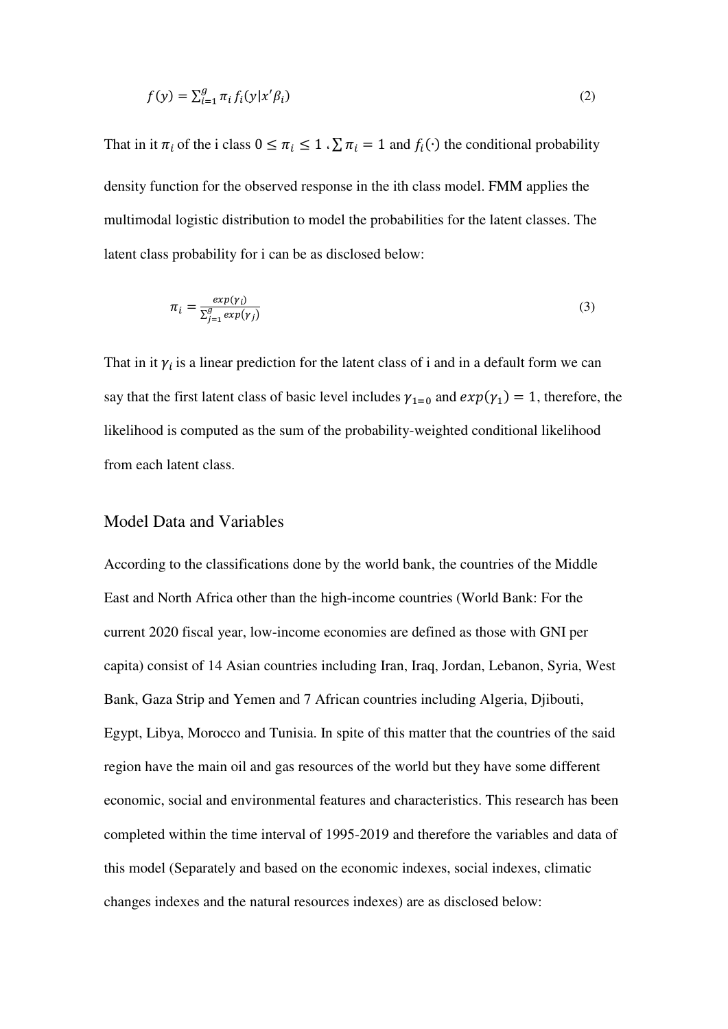$$f(y) = \sum_{i=1}^{g} \pi_i f_i(y|x'\beta_i) \tag{2}$$

That in it $\pi_i$ of the i class $0 \leq \pi_i \leq 1$ ، $\sum \pi_i = 1$ and $f_i(\cdot)$ the conditional probability density function for the observed response in the ith class model. FMM applies the multimodal logistic distribution to model the probabilities for the latent classes. The latent class probability for i can be as disclosed below:

$$\pi_i = \frac{exp(\gamma_i)}{\sum_{j=1}^{g} exp(\gamma_j)} \tag{3}$$

That in it $\gamma_i$ is a linear prediction for the latent class of i and in a default form we can say that the first latent class of basic level includes $\gamma_{1=0}$ and $exp(\gamma_1) = 1$, therefore, the likelihood is computed as the sum of the probability-weighted conditional likelihood from each latent class.

## Model Data and Variables

According to the classifications done by the world bank, the countries of the Middle East and North Africa other than the high-income countries (World Bank: For the current 2020 fiscal year, low-income economies are defined as those with GNI per capita) consist of 14 Asian countries including Iran, Iraq, Jordan, Lebanon, Syria, West Bank, Gaza Strip and Yemen and 7 African countries including Algeria, Djibouti, Egypt, Libya, Morocco and Tunisia. In spite of this matter that the countries of the said region have the main oil and gas resources of the world but they have some different economic, social and environmental features and characteristics. This research has been completed within the time interval of 1995-2019 and therefore the variables and data of this model (Separately and based on the economic indexes, social indexes, climatic changes indexes and the natural resources indexes) are as disclosed below: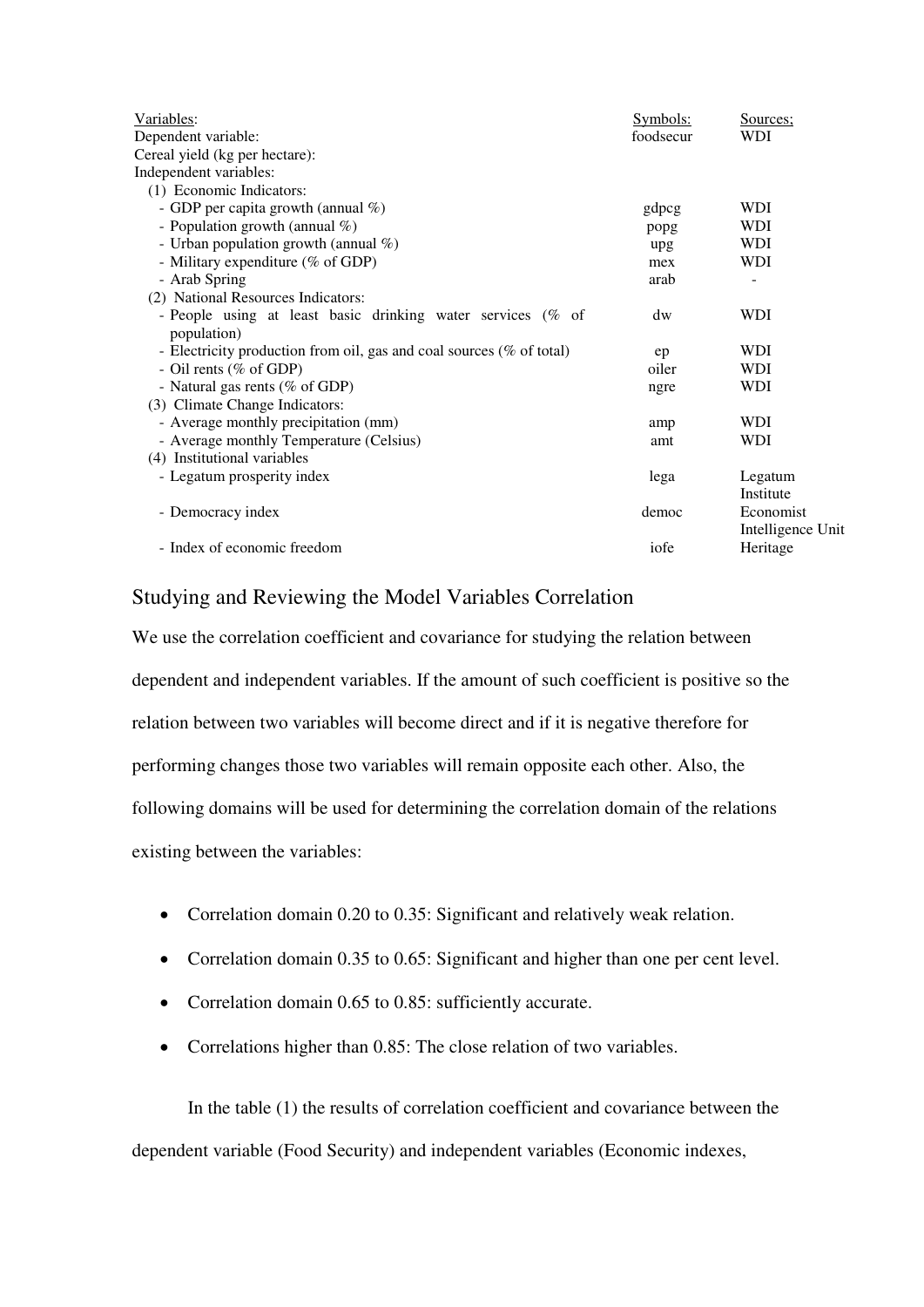| Variables: | Symbols: | Sources; |
|---|---|---|
| Dependent variable: | foodsecur | WDI |
| Cereal yield (kg per hectare): | | |
| Independent variables: | | |
| (1) Economic Indicators: | | |
| - GDP per capita growth (annual %) | gdpcg | WDI |
| - Population growth (annual %) | popg | WDI |
| - Urban population growth (annual %) | upg | WDI |
| - Military expenditure (% of GDP) | mex | WDI |
| - Arab Spring | arab | - |
| (2) National Resources Indicators: | | |
| - People using at least basic drinking water services (% of population) | dw | WDI |
| - Electricity production from oil, gas and coal sources (% of total) | ep | WDI |
| - Oil rents (% of GDP) | oiler | WDI |
| - Natural gas rents (% of GDP) | ngre | WDI |
| (3) Climate Change Indicators: | | |
| - Average monthly precipitation (mm) | amp | WDI |
| - Average monthly Temperature (Celsius) | amt | WDI |
| (4) Institutional variables | | |
| - Legatum prosperity index | lega | Legatum Institute |
| - Democracy index | democ | Economist Intelligence Unit |
| - Index of economic freedom | iofe | Heritage |

## Studying and Reviewing the Model Variables Correlation

We use the correlation coefficient and covariance for studying the relation between dependent and independent variables. If the amount of such coefficient is positive so the relation between two variables will become direct and if it is negative therefore for performing changes those two variables will remain opposite each other. Also, the following domains will be used for determining the correlation domain of the relations existing between the variables:

- Correlation domain 0.20 to 0.35: Significant and relatively weak relation.
- Correlation domain 0.35 to 0.65: Significant and higher than one per cent level.
- Correlation domain 0.65 to 0.85: sufficiently accurate.
- Correlations higher than 0.85: The close relation of two variables.

In the table (1) the results of correlation coefficient and covariance between the dependent variable (Food Security) and independent variables (Economic indexes,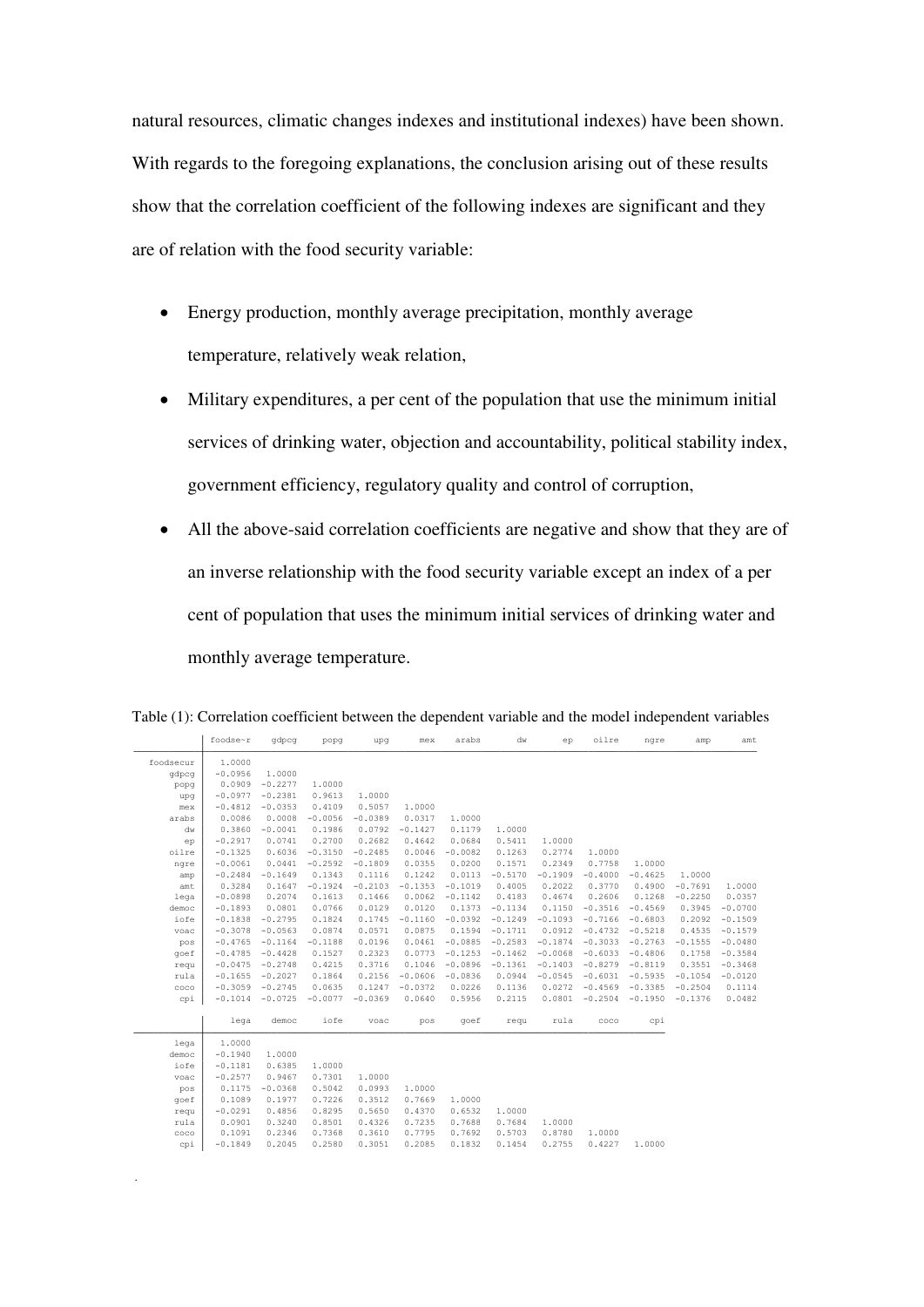natural resources, climatic changes indexes and institutional indexes) have been shown. With regards to the foregoing explanations, the conclusion arising out of these results show that the correlation coefficient of the following indexes are significant and they are of relation with the food security variable:

- Energy production, monthly average precipitation, monthly average temperature, relatively weak relation,
- Military expenditures, a per cent of the population that use the minimum initial services of drinking water, objection and accountability, political stability index, government efficiency, regulatory quality and control of corruption,
- All the above-said correlation coefficients are negative and show that they are of an inverse relationship with the food security variable except an index of a per cent of population that uses the minimum initial services of drinking water and monthly average temperature.

Table (1): Correlation coefficient between the dependent variable and the model independent variables

| | foodse~r | gdpcg | popg | upg | mex | arabs | dw | ep | oilre | ngre | amp | amt |
|---|---|---|---|---|---|---|---|---|---|---|---|---|
| foodsecur | 1.0000 | | | | | | | | | | | |
| gdpcg | -0.0956 | 1.0000 | | | | | | | | | | |
| popg | 0.0909 | -0.2277 | 1.0000 | | | | | | | | | |
| upg | -0.0977 | -0.2381 | 0.9613 | 1.0000 | | | | | | | | |
| mex | -0.4812 | -0.0353 | 0.4109 | 0.5057 | 1.0000 | | | | | | | |
| arabs | 0.0086 | 0.0008 | -0.0056 | -0.0389 | 0.0317 | 1.0000 | | | | | | |
| dw | 0.3860 | -0.0041 | 0.1986 | 0.0792 | -0.1427 | 0.1179 | 1.0000 | | | | | |
| ep | -0.2917 | 0.0741 | 0.2700 | 0.2682 | 0.4642 | 0.0684 | 0.5411 | 1.0000 | | | | |
| oilre | -0.1325 | 0.6036 | -0.3150 | -0.2485 | 0.0046 | -0.0082 | 0.1263 | 0.2774 | 1.0000 | | | |
| ngre | -0.0061 | 0.0441 | -0.2592 | -0.1809 | 0.0355 | 0.0200 | 0.1571 | 0.2349 | 0.7758 | 1.0000 | | |
| amp | -0.2484 | -0.1649 | 0.1343 | 0.1116 | 0.1242 | 0.0113 | -0.5170 | -0.1909 | -0.4000 | -0.4625 | 1.0000 | |
| amt | 0.3284 | 0.1647 | -0.1924 | -0.2103 | -0.1353 | -0.1019 | 0.4005 | 0.2022 | 0.3770 | 0.4900 | -0.7691 | 1.0000 |
| lega | -0.0898 | 0.2074 | 0.1613 | 0.1466 | 0.0062 | -0.1142 | 0.4183 | 0.4674 | 0.2606 | 0.1268 | -0.2250 | 0.0357 |
| democ | -0.1893 | 0.0801 | 0.0766 | 0.0129 | 0.0120 | 0.1373 | -0.1134 | 0.1150 | -0.3516 | -0.4569 | 0.3945 | -0.0700 |
| iofe | -0.1838 | -0.2795 | 0.1824 | 0.1745 | -0.1160 | -0.0392 | -0.1249 | -0.1093 | -0.7166 | -0.6803 | 0.2092 | -0.1509 |
| voac | -0.3078 | -0.0563 | 0.0874 | 0.0571 | 0.0875 | 0.1594 | -0.1711 | 0.0912 | -0.4732 | -0.5218 | 0.4535 | -0.1579 |
| pos | -0.4765 | -0.1164 | -0.1188 | 0.0196 | 0.0461 | -0.0885 | -0.2583 | -0.1874 | -0.3033 | -0.2763 | -0.1555 | -0.0480 |
| goef | -0.4785 | -0.4428 | 0.1527 | 0.2323 | 0.0773 | -0.1253 | -0.1462 | -0.0068 | -0.6033 | -0.4806 | 0.1758 | -0.3584 |
| requ | -0.0475 | -0.2748 | 0.4215 | 0.3716 | 0.1046 | -0.0896 | -0.1361 | -0.1403 | -0.8279 | -0.8119 | 0.3551 | -0.3468 |
| rula | -0.1655 | -0.2027 | 0.1864 | 0.2156 | -0.0606 | -0.0836 | 0.0944 | -0.0545 | -0.6031 | -0.5935 | -0.1054 | -0.0120 |
| coco | -0.3059 | -0.2745 | 0.0635 | 0.1247 | -0.0372 | 0.0226 | 0.1136 | 0.0272 | -0.4569 | -0.3385 | -0.2504 | 0.1114 |
| cpi | -0.1014 | -0.0725 | -0.0077 | -0.0369 | 0.0640 | 0.5956 | 0.2115 | 0.0801 | -0.2504 | -0.1950 | -0.1376 | 0.0482 |

| | lega | democ | iofe | voac | pos | goef | requ | rula | coco | cpi |
|---|---|---|---|---|---|---|---|---|---|---|
| lega | 1.0000 | | | | | | | | | |
| democ | -0.1940 | 1.0000 | | | | | | | | |
| iofe | -0.1181 | 0.6385 | 1.0000 | | | | | | | |
| voac | -0.2577 | 0.9467 | 0.7301 | 1.0000 | | | | | | |
| pos | 0.1175 | -0.0368 | 0.5042 | 0.0993 | 1.0000 | | | | | |
| goef | 0.1089 | 0.1977 | 0.7226 | 0.3512 | 0.7669 | 1.0000 | | | | |
| requ | -0.0291 | 0.4856 | 0.8295 | 0.5650 | 0.4370 | 0.6532 | 1.0000 | | | |
| rula | 0.0901 | 0.3240 | 0.8501 | 0.4326 | 0.7235 | 0.7688 | 0.7684 | 1.0000 | | |
| coco | 0.1091 | 0.2346 | 0.7368 | 0.3610 | 0.7795 | 0.7692 | 0.5703 | 0.8780 | 1.0000 | |
| cpi | -0.1849 | 0.2045 | 0.2580 | 0.3051 | 0.2085 | 0.1832 | 0.1454 | 0.2755 | 0.4227 | 1.0000 |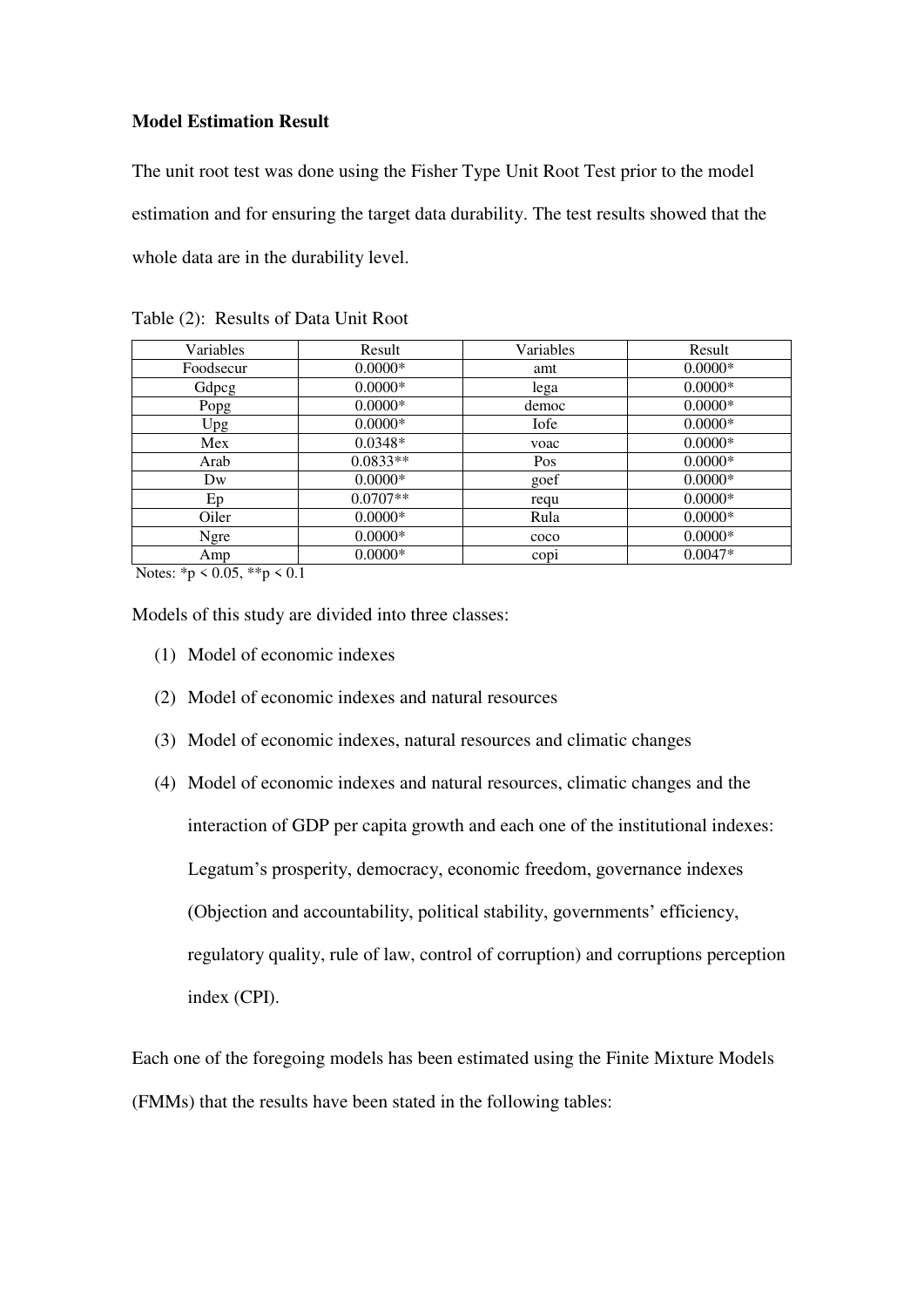**Model Estimation Result**

The unit root test was done using the Fisher Type Unit Root Test prior to the model estimation and for ensuring the target data durability. The test results showed that the whole data are in the durability level.

Table (2): Results of Data Unit Root

| Variables | Result | Variables | Result |
|---|---|---|---|
| Foodsecur | 0.0000* | amt | 0.0000* |
| Gdpcg | 0.0000* | lega | 0.0000* |
| Popg | 0.0000* | democ | 0.0000* |
| Upg | 0.0000* | Iofe | 0.0000* |
| Mex | 0.0348* | voac | 0.0000* |
| Arab | 0.0833** | Pos | 0.0000* |
| Dw | 0.0000* | goef | 0.0000* |
| Ep | 0.0707** | requ | 0.0000* |
| Oiler | 0.0000* | Rula | 0.0000* |
| Ngre | 0.0000* | coco | 0.0000* |
| Amp | 0.0000* | copi | 0.0047* |

Notes: *$p < 0.05$, **$p < 0.1$

Models of this study are divided into three classes:

(1) Model of economic indexes

(2) Model of economic indexes and natural resources

(3) Model of economic indexes, natural resources and climatic changes

(4) Model of economic indexes and natural resources, climatic changes and the interaction of GDP per capita growth and each one of the institutional indexes: Legatum's prosperity, democracy, economic freedom, governance indexes (Objection and accountability, political stability, governments' efficiency, regulatory quality, rule of law, control of corruption) and corruptions perception index (CPI).

Each one of the foregoing models has been estimated using the Finite Mixture Models (FMMs) that the results have been stated in the following tables: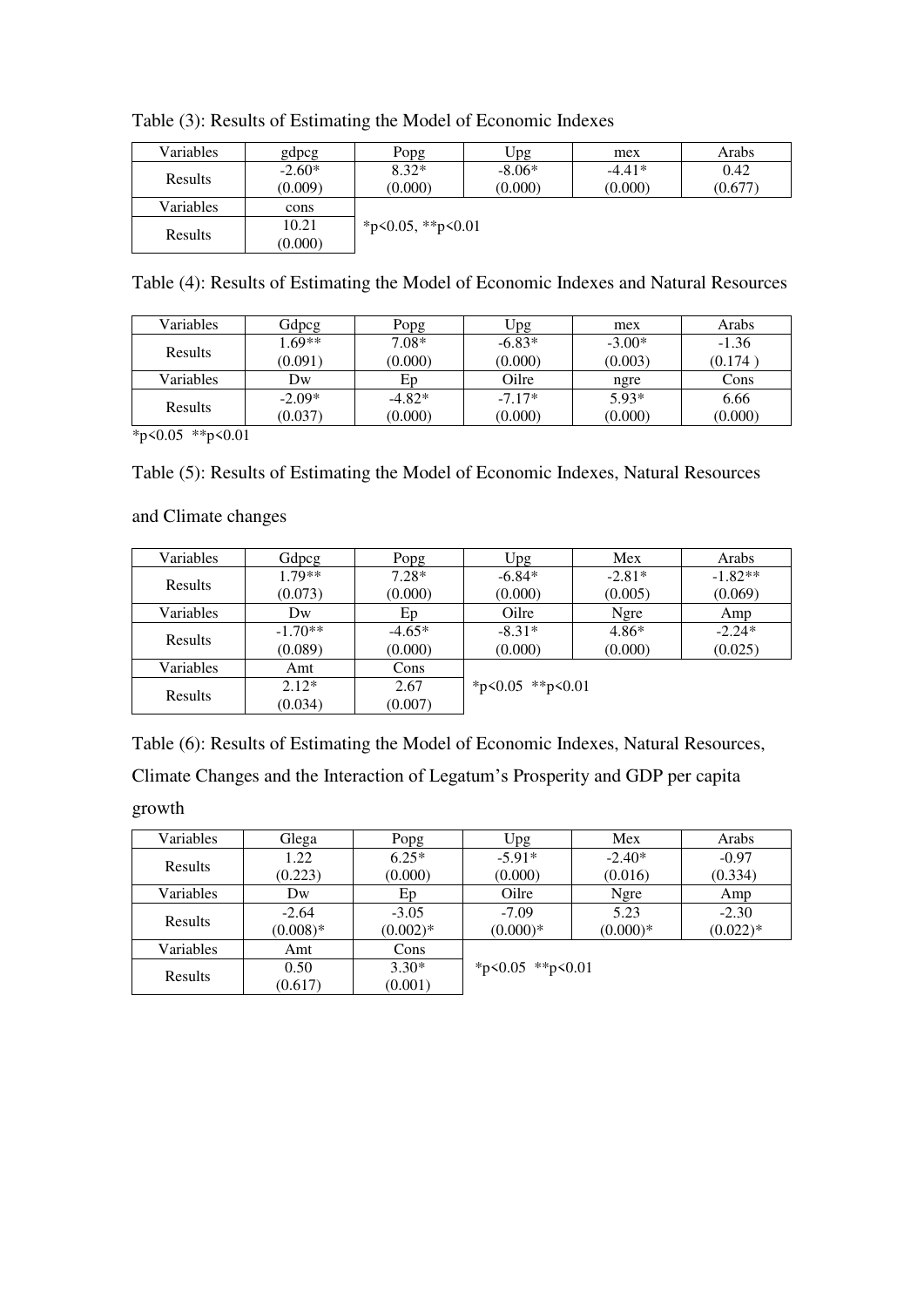Table (3): Results of Estimating the Model of Economic Indexes

| Variables | gdpcg | Popg | Upg | mex | Arabs |
|---|---|---|---|---|---|
| Results | -2.60*<br>(0.009) | 8.32*<br>(0.000) | -8.06*<br>(0.000) | -4.41*<br>(0.000) | 0.42<br>(0.677) |
| Variables | cons | | | | |
| Results | 10.21<br>(0.000) | *p<0.05, **p<0.01 | | | |

Table (4): Results of Estimating the Model of Economic Indexes and Natural Resources

| Variables | Gdpcg | Popg | Upg | mex | Arabs |
|---|---|---|---|---|---|
| Results | 1.69**<br>(0.091) | 7.08*<br>(0.000) | -6.83*<br>(0.000) | -3.00*<br>(0.003) | -1.36<br>(0.174 ) |
| Variables | Dw | Ep | Oilre | ngre | Cons |
| Results | -2.09*<br>(0.037) | -4.82*<br>(0.000) | -7.17*<br>(0.000) | 5.93*<br>(0.000) | 6.66<br>(0.000) |

*p<0.05 **p<0.01

Table (5): Results of Estimating the Model of Economic Indexes, Natural Resources and Climate changes

| Variables | Gdpcg | Popg | Upg | Mex | Arabs |
|---|---|---|---|---|---|
| Results | 1.79**<br>(0.073) | 7.28*<br>(0.000) | -6.84*<br>(0.000) | -2.81*<br>(0.005) | -1.82**<br>(0.069) |
| Variables | Dw | Ep | Oilre | Ngre | Amp |
| Results | -1.70**<br>(0.089) | -4.65*<br>(0.000) | -8.31*<br>(0.000) | 4.86*<br>(0.000) | -2.24*<br>(0.025) |
| Variables | Amt | Cons | | | |
| Results | 2.12*<br>(0.034) | 2.67<br>(0.007) | *p<0.05 **p<0.01 | | |

Table (6): Results of Estimating the Model of Economic Indexes, Natural Resources, Climate Changes and the Interaction of Legatum's Prosperity and GDP per capita growth

| Variables | Glega | Popg | Upg | Mex | Arabs |
|---|---|---|---|---|---|
| Results | 1.22<br>(0.223) | 6.25*<br>(0.000) | -5.91*<br>(0.000) | -2.40*<br>(0.016) | -0.97<br>(0.334) |
| Variables | Dw | Ep | Oilre | Ngre | Amp |
| Results | -2.64<br>(0.008)* | -3.05<br>(0.002)* | -7.09<br>(0.000)* | 5.23<br>(0.000)* | -2.30<br>(0.022)* |
| Variables | Amt | Cons | | | |
| Results | 0.50<br>(0.617) | 3.30*<br>(0.001) | *p<0.05 **p<0.01 | | |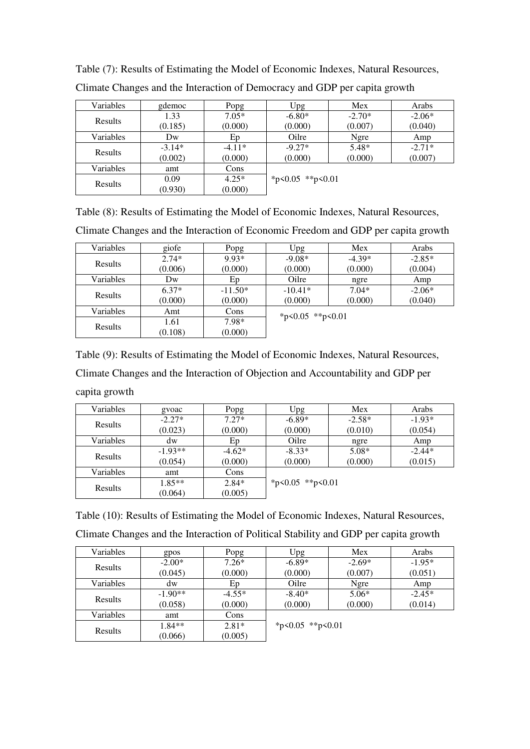Table (7): Results of Estimating the Model of Economic Indexes, Natural Resources, Climate Changes and the Interaction of Democracy and GDP per capita growth

| Variables | gdemoc | Popg | Upg | Mex | Arabs |
|---|---|---|---|---|---|
| Results | 1.33 (0.185) | 7.05* (0.000) | -6.80* (0.000) | -2.70* (0.007) | -2.06* (0.040) |
| Variables | Dw | Ep | Oilre | Ngre | Amp |
| Results | -3.14* (0.002) | -4.11* (0.000) | -9.27* (0.000) | 5.48* (0.000) | -2.71* (0.007) |
| Variables | amt | Cons | | | |
| Results | 0.09 (0.930) | 4.25* (0.000) | *p<0.05 **p<0.01 | | |

Table (8): Results of Estimating the Model of Economic Indexes, Natural Resources, Climate Changes and the Interaction of Economic Freedom and GDP per capita growth

| Variables | giofe | Popg | Upg | Mex | Arabs |
|---|---|---|---|---|---|
| Results | 2.74* (0.006) | 9.93* (0.000) | -9.08* (0.000) | -4.39* (0.000) | -2.85* (0.004) |
| Variables | Dw | Ep | Oilre | ngre | Amp |
| Results | 6.37* (0.000) | -11.50* (0.000) | -10.41* (0.000) | 7.04* (0.000) | -2.06* (0.040) |
| Variables | Amt | Cons | *p<0.05 **p<0.01 | | |
| Results | 1.61 (0.108) | 7.98* (0.000) | | | |

Table (9): Results of Estimating the Model of Economic Indexes, Natural Resources, Climate Changes and the Interaction of Objection and Accountability and GDP per capita growth

| Variables | gvoac | Popg | Upg | Mex | Arabs |
|---|---|---|---|---|---|
| Results | -2.27* (0.023) | 7.27* (0.000) | -6.89* (0.000) | -2.58* (0.010) | -1.93* (0.054) |
| Variables | dw | Ep | Oilre | ngre | Amp |
| Results | -1.93** (0.054) | -4.62* (0.000) | -8.33* (0.000) | 5.08* (0.000) | -2.44* (0.015) |
| Variables | amt | Cons | | | |
| Results | 1.85** (0.064) | 2.84* (0.005) | *p<0.05 **p<0.01 | | |

Table (10): Results of Estimating the Model of Economic Indexes, Natural Resources, Climate Changes and the Interaction of Political Stability and GDP per capita growth

| Variables | gpos | Popg | Upg | Mex | Arabs |
|---|---|---|---|---|---|
| Results | -2.00* (0.045) | 7.26* (0.000) | -6.89* (0.000) | -2.69* (0.007) | -1.95* (0.051) |
| Variables | dw | Ep | Oilre | Ngre | Amp |
| Results | -1.90** (0.058) | -4.55* (0.000) | -8.40* (0.000) | 5.06* (0.000) | -2.45* (0.014) |
| Variables | amt | Cons | | | |
| Results | 1.84** (0.066) | 2.81* (0.005) | *p<0.05 **p<0.01 | | |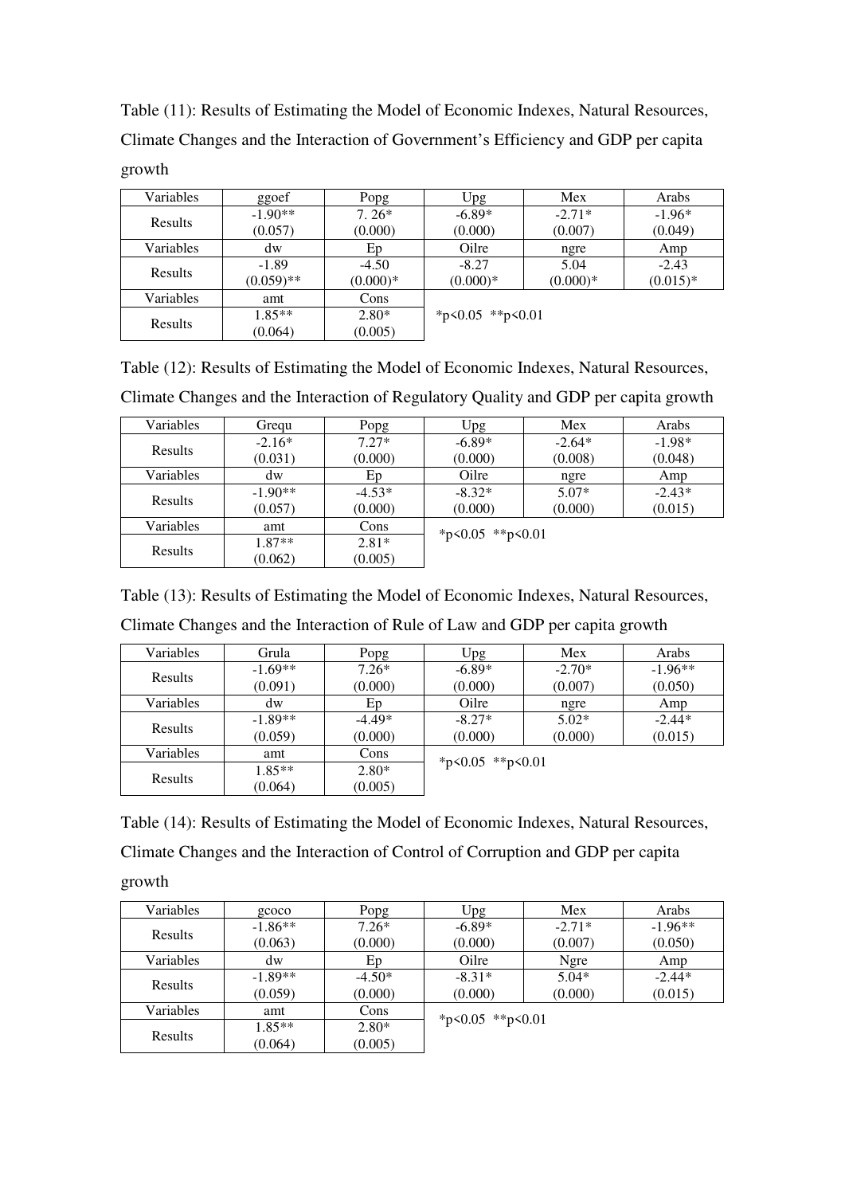Table (11): Results of Estimating the Model of Economic Indexes, Natural Resources, Climate Changes and the Interaction of Government's Efficiency and GDP per capita growth

| Variables | ggoef | Popg | Upg | Mex | Arabs |
|---|---|---|---|---|---|
| Results | -1.90**<br>(0.057) | 7. 26*<br>(0.000) | -6.89*<br>(0.000) | -2.71*<br>(0.007) | -1.96*<br>(0.049) |
| Variables | dw | Ep | Oilre | ngre | Amp |
| Results | -1.89<br>(0.059)** | -4.50<br>(0.000)* | -8.27<br>(0.000)* | 5.04<br>(0.000)* | -2.43<br>(0.015)* |
| Variables | amt | Cons | *p<0.05 **p<0.01 | | |
| Results | 1.85**<br>(0.064) | 2.80*<br>(0.005) | | | |

Table (12): Results of Estimating the Model of Economic Indexes, Natural Resources, Climate Changes and the Interaction of Regulatory Quality and GDP per capita growth

| Variables | Grequ | Popg | Upg | Mex | Arabs |
|---|---|---|---|---|---|
| Results | -2.16*<br>(0.031) | 7.27*<br>(0.000) | -6.89*<br>(0.000) | -2.64*<br>(0.008) | -1.98*<br>(0.048) |
| Variables | dw | Ep | Oilre | ngre | Amp |
| Results | -1.90**<br>(0.057) | -4.53*<br>(0.000) | -8.32*<br>(0.000) | 5.07*<br>(0.000) | -2.43*<br>(0.015) |
| Variables | amt | Cons | *p<0.05 **p<0.01 | | |
| Results | 1.87**<br>(0.062) | 2.81*<br>(0.005) | | | |

Table (13): Results of Estimating the Model of Economic Indexes, Natural Resources, Climate Changes and the Interaction of Rule of Law and GDP per capita growth

| Variables | Grula | Popg | Upg | Mex | Arabs |
|---|---|---|---|---|---|
| Results | -1.69**<br>(0.091) | 7.26*<br>(0.000) | -6.89*<br>(0.000) | -2.70*<br>(0.007) | -1.96**<br>(0.050) |
| Variables | dw | Ep | Oilre | ngre | Amp |
| Results | -1.89**<br>(0.059) | -4.49*<br>(0.000) | -8.27*<br>(0.000) | 5.02*<br>(0.000) | -2.44*<br>(0.015) |
| Variables | amt | Cons | *p<0.05 **p<0.01 | | |
| Results | 1.85**<br>(0.064) | 2.80*<br>(0.005) | | | |

Table (14): Results of Estimating the Model of Economic Indexes, Natural Resources, Climate Changes and the Interaction of Control of Corruption and GDP per capita growth

| Variables | gcoco | Popg | Upg | Mex | Arabs |
|---|---|---|---|---|---|
| Results | -1.86**<br>(0.063) | 7.26*<br>(0.000) | -6.89*<br>(0.000) | -2.71*<br>(0.007) | -1.96**<br>(0.050) |
| Variables | dw | Ep | Oilre | Ngre | Amp |
| Results | -1.89**<br>(0.059) | -4.50*<br>(0.000) | -8.31*<br>(0.000) | 5.04*<br>(0.000) | -2.44*<br>(0.015) |
| Variables | amt | Cons | *p<0.05 **p<0.01 | | |
| Results | 1.85**<br>(0.064) | 2.80*<br>(0.005) | | | |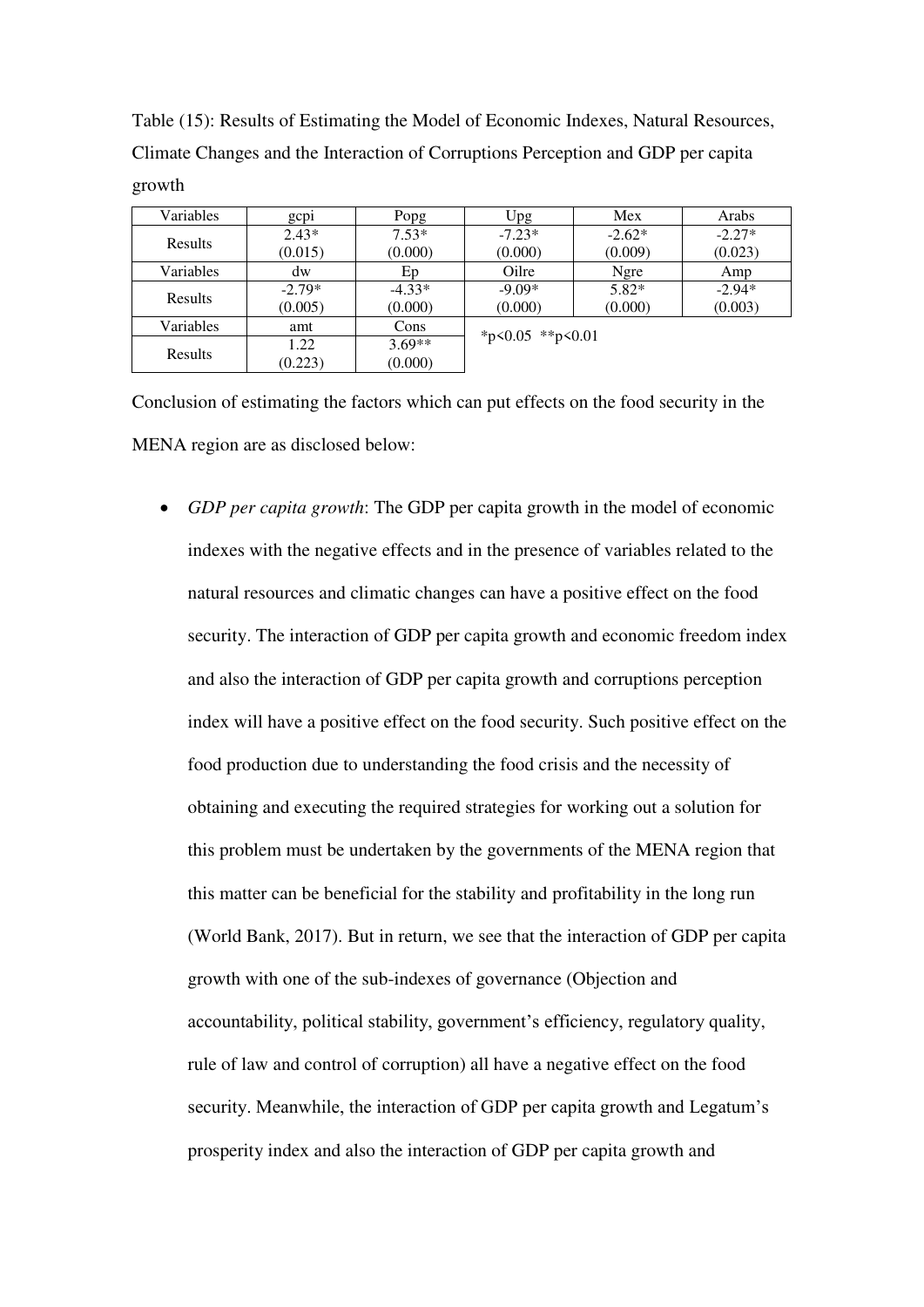Table (15): Results of Estimating the Model of Economic Indexes, Natural Resources, Climate Changes and the Interaction of Corruptions Perception and GDP per capita growth

| Variables | gcpi | Popg | Upg | Mex | Arabs |
|---|---|---|---|---|---|
| Results | 2.43* (0.015) | 7.53* (0.000) | -7.23* (0.000) | -2.62* (0.009) | -2.27* (0.023) |
| Variables | dw | Ep | Oilre | Ngre | Amp |
| Results | -2.79* (0.005) | -4.33* (0.000) | -9.09* (0.000) | 5.82* (0.000) | -2.94* (0.003) |
| Variables | amt | Cons | *p<0.05 **p<0.01 | | |
| Results | 1.22 (0.223) | 3.69** (0.000) | | | |

Conclusion of estimating the factors which can put effects on the food security in the MENA region are as disclosed below:

- *GDP per capita growth*: The GDP per capita growth in the model of economic indexes with the negative effects and in the presence of variables related to the natural resources and climatic changes can have a positive effect on the food security. The interaction of GDP per capita growth and economic freedom index and also the interaction of GDP per capita growth and corruptions perception index will have a positive effect on the food security. Such positive effect on the food production due to understanding the food crisis and the necessity of obtaining and executing the required strategies for working out a solution for this problem must be undertaken by the governments of the MENA region that this matter can be beneficial for the stability and profitability in the long run (World Bank, 2017). But in return, we see that the interaction of GDP per capita growth with one of the sub-indexes of governance (Objection and accountability, political stability, government's efficiency, regulatory quality, rule of law and control of corruption) all have a negative effect on the food security. Meanwhile, the interaction of GDP per capita growth and Legatum's prosperity index and also the interaction of GDP per capita growth and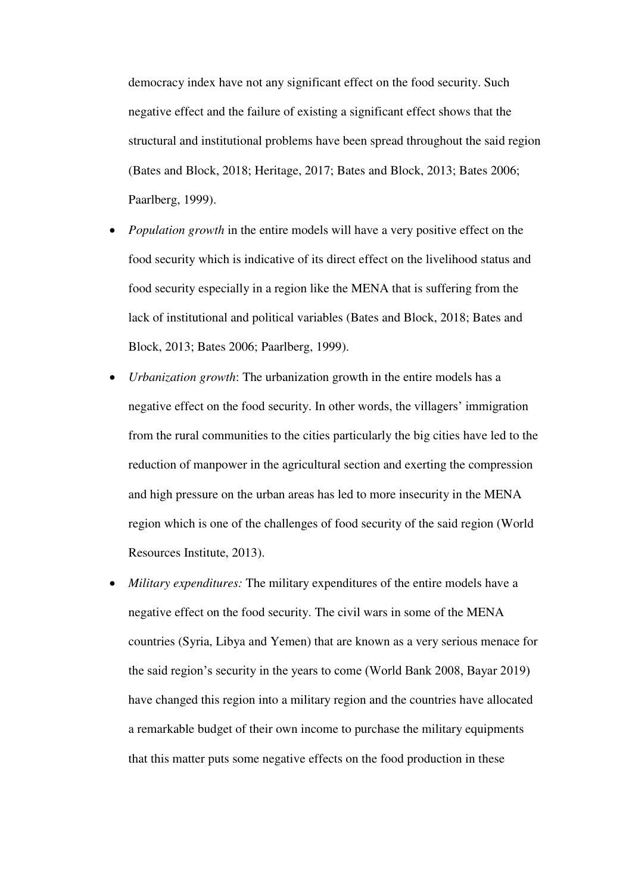democracy index have not any significant effect on the food security. Such negative effect and the failure of existing a significant effect shows that the structural and institutional problems have been spread throughout the said region (Bates and Block, 2018; Heritage, 2017; Bates and Block, 2013; Bates 2006; Paarlberg, 1999).

- *Population growth* in the entire models will have a very positive effect on the food security which is indicative of its direct effect on the livelihood status and food security especially in a region like the MENA that is suffering from the lack of institutional and political variables (Bates and Block, 2018; Bates and Block, 2013; Bates 2006; Paarlberg, 1999).
- *Urbanization growth*: The urbanization growth in the entire models has a negative effect on the food security. In other words, the villagers' immigration from the rural communities to the cities particularly the big cities have led to the reduction of manpower in the agricultural section and exerting the compression and high pressure on the urban areas has led to more insecurity in the MENA region which is one of the challenges of food security of the said region (World Resources Institute, 2013).
- *Military expenditures:* The military expenditures of the entire models have a negative effect on the food security. The civil wars in some of the MENA countries (Syria, Libya and Yemen) that are known as a very serious menace for the said region's security in the years to come (World Bank 2008, Bayar 2019) have changed this region into a military region and the countries have allocated a remarkable budget of their own income to purchase the military equipments that this matter puts some negative effects on the food production in these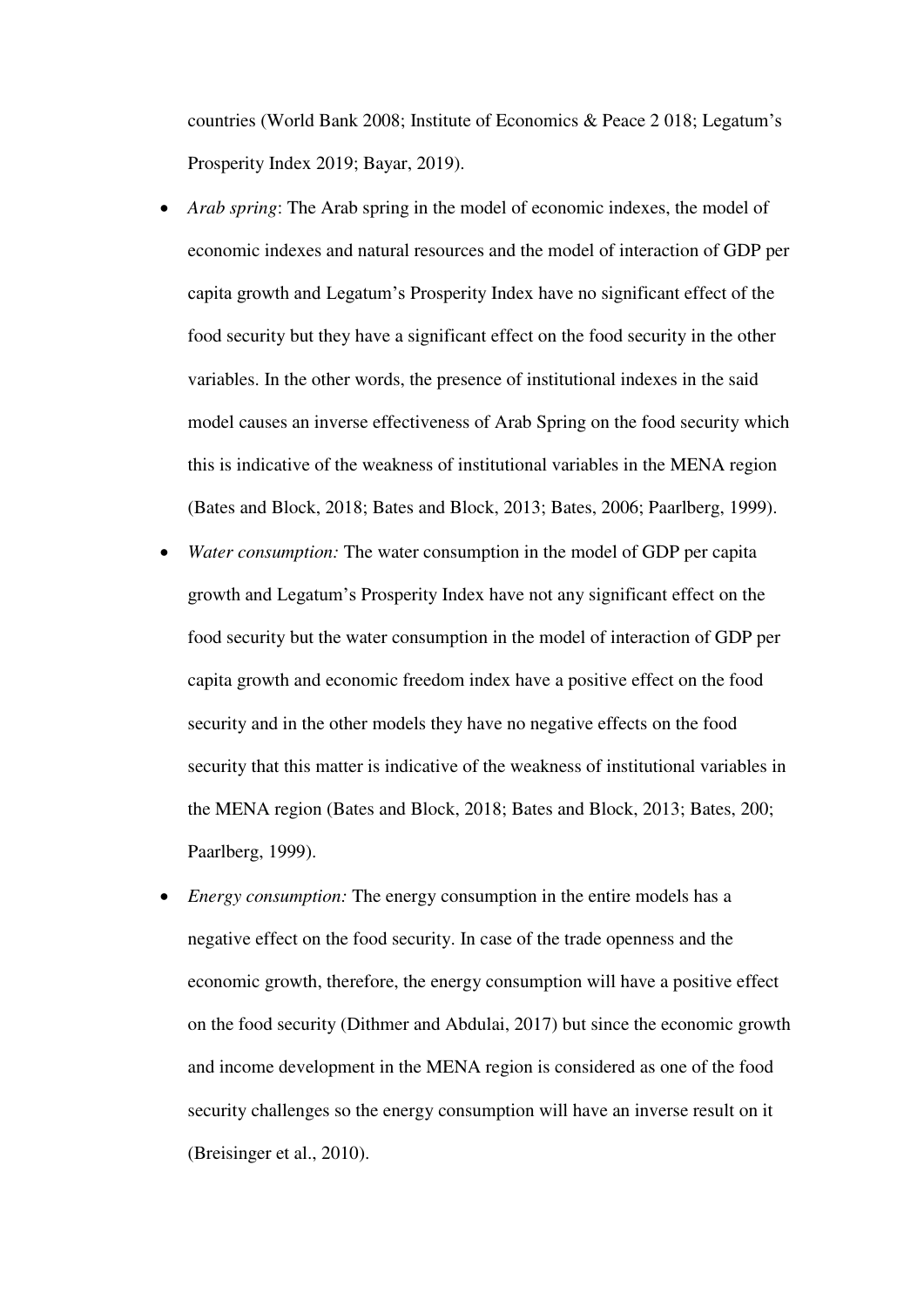countries (World Bank 2008; Institute of Economics & Peace 2 018; Legatum's Prosperity Index 2019; Bayar, 2019).

- *Arab spring*: The Arab spring in the model of economic indexes, the model of economic indexes and natural resources and the model of interaction of GDP per capita growth and Legatum's Prosperity Index have no significant effect of the food security but they have a significant effect on the food security in the other variables. In the other words, the presence of institutional indexes in the said model causes an inverse effectiveness of Arab Spring on the food security which this is indicative of the weakness of institutional variables in the MENA region (Bates and Block, 2018; Bates and Block, 2013; Bates, 2006; Paarlberg, 1999).
- *Water consumption:* The water consumption in the model of GDP per capita growth and Legatum's Prosperity Index have not any significant effect on the food security but the water consumption in the model of interaction of GDP per capita growth and economic freedom index have a positive effect on the food security and in the other models they have no negative effects on the food security that this matter is indicative of the weakness of institutional variables in the MENA region (Bates and Block, 2018; Bates and Block, 2013; Bates, 200; Paarlberg, 1999).
- *Energy consumption:* The energy consumption in the entire models has a negative effect on the food security. In case of the trade openness and the economic growth, therefore, the energy consumption will have a positive effect on the food security (Dithmer and Abdulai, 2017) but since the economic growth and income development in the MENA region is considered as one of the food security challenges so the energy consumption will have an inverse result on it (Breisinger et al., 2010).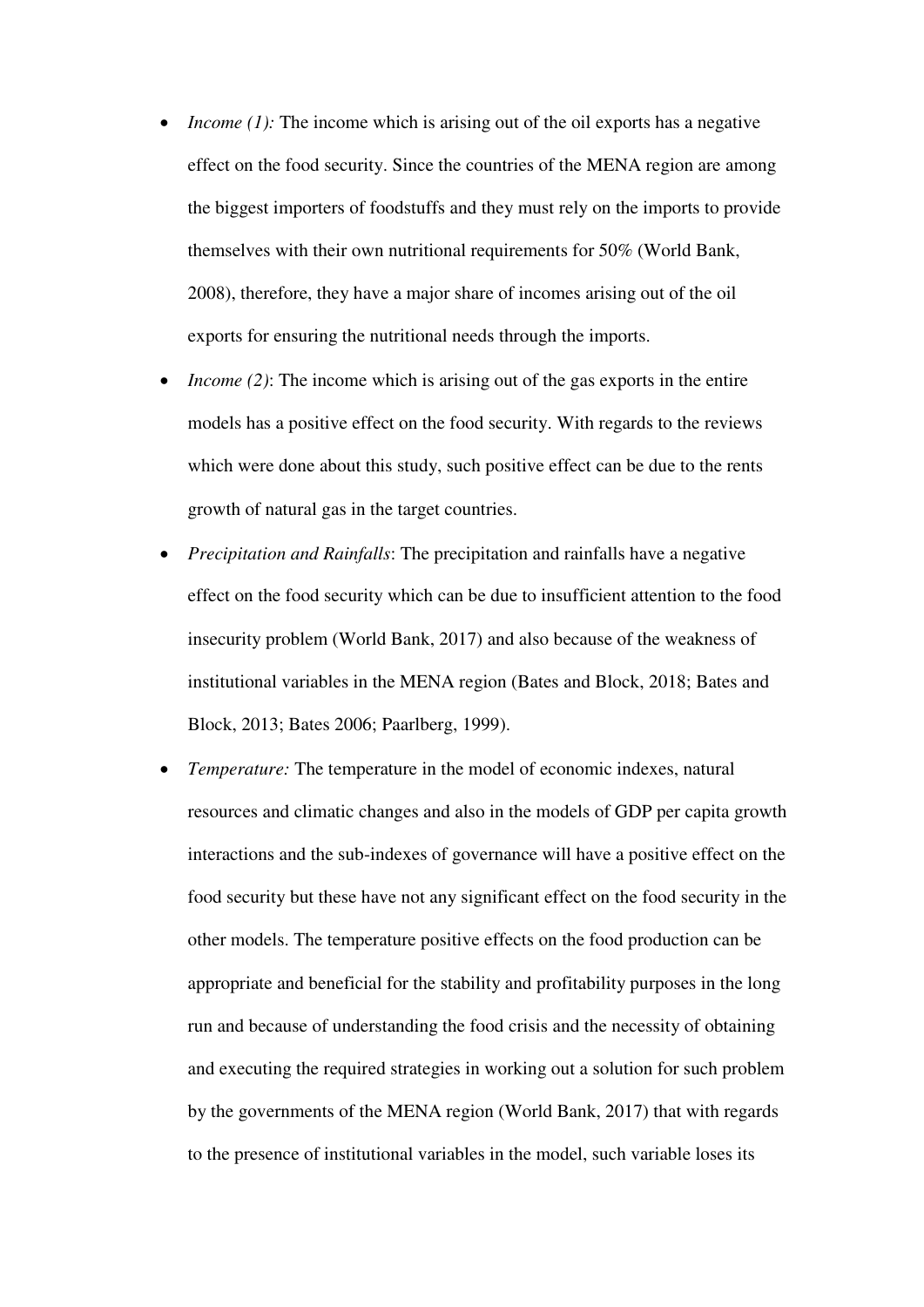- *Income (1):* The income which is arising out of the oil exports has a negative effect on the food security. Since the countries of the MENA region are among the biggest importers of foodstuffs and they must rely on the imports to provide themselves with their own nutritional requirements for 50% (World Bank, 2008), therefore, they have a major share of incomes arising out of the oil exports for ensuring the nutritional needs through the imports.
- *Income (2)*: The income which is arising out of the gas exports in the entire models has a positive effect on the food security. With regards to the reviews which were done about this study, such positive effect can be due to the rents growth of natural gas in the target countries.
- *Precipitation and Rainfalls*: The precipitation and rainfalls have a negative effect on the food security which can be due to insufficient attention to the food insecurity problem (World Bank, 2017) and also because of the weakness of institutional variables in the MENA region (Bates and Block, 2018; Bates and Block, 2013; Bates 2006; Paarlberg, 1999).
- *Temperature:* The temperature in the model of economic indexes, natural resources and climatic changes and also in the models of GDP per capita growth interactions and the sub-indexes of governance will have a positive effect on the food security but these have not any significant effect on the food security in the other models. The temperature positive effects on the food production can be appropriate and beneficial for the stability and profitability purposes in the long run and because of understanding the food crisis and the necessity of obtaining and executing the required strategies in working out a solution for such problem by the governments of the MENA region (World Bank, 2017) that with regards to the presence of institutional variables in the model, such variable loses its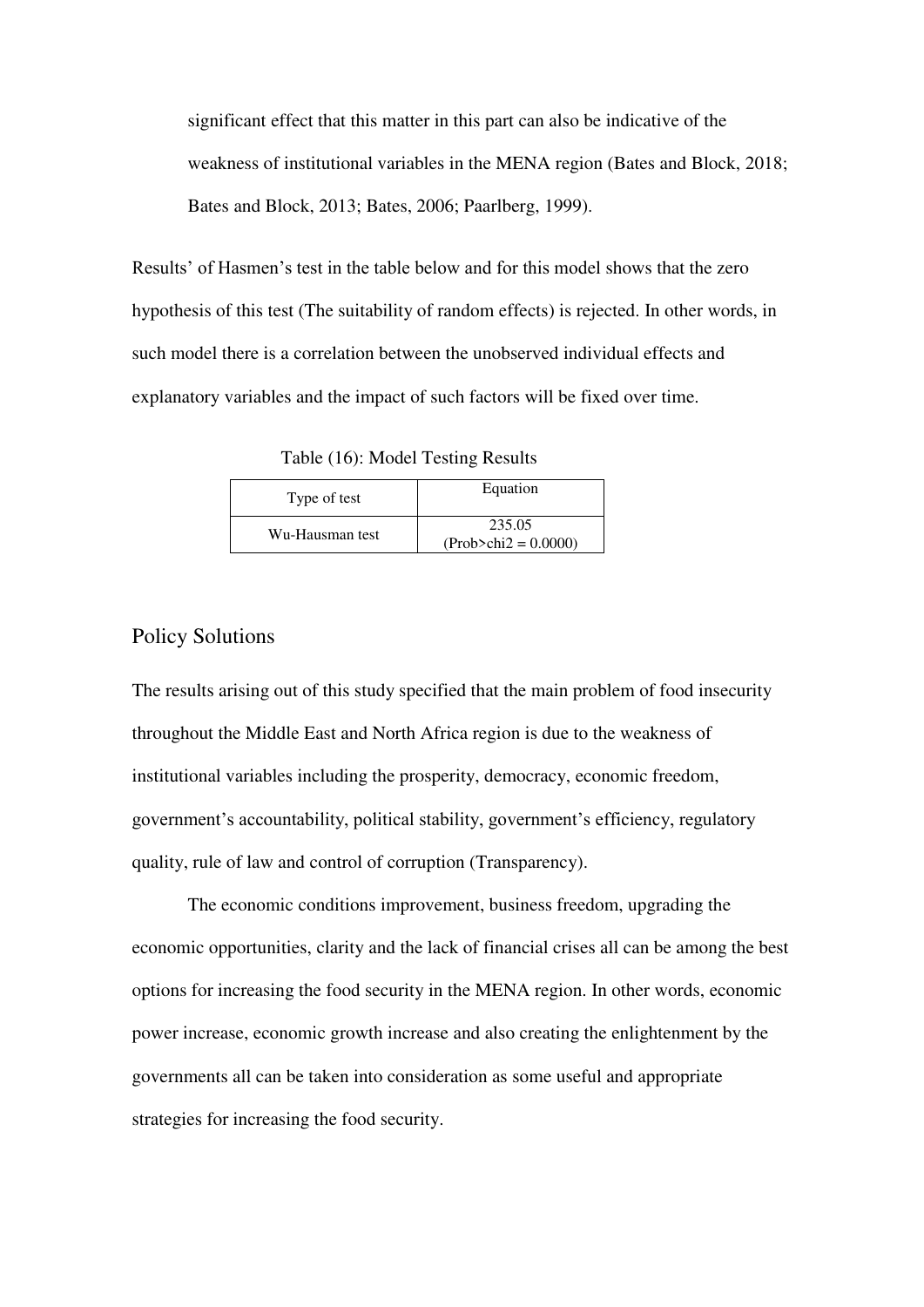significant effect that this matter in this part can also be indicative of the weakness of institutional variables in the MENA region (Bates and Block, 2018; Bates and Block, 2013; Bates, 2006; Paarlberg, 1999).

Results' of Hasmen's test in the table below and for this model shows that the zero hypothesis of this test (The suitability of random effects) is rejected. In other words, in such model there is a correlation between the unobserved individual effects and explanatory variables and the impact of such factors will be fixed over time.

Table (16): Model Testing Results

| Type of test | Equation |
|---|---|
| Wu-Hausman test | 235.05 (Prob>chi2 = 0.0000) |

## Policy Solutions

The results arising out of this study specified that the main problem of food insecurity throughout the Middle East and North Africa region is due to the weakness of institutional variables including the prosperity, democracy, economic freedom, government's accountability, political stability, government's efficiency, regulatory quality, rule of law and control of corruption (Transparency).

The economic conditions improvement, business freedom, upgrading the economic opportunities, clarity and the lack of financial crises all can be among the best options for increasing the food security in the MENA region. In other words, economic power increase, economic growth increase and also creating the enlightenment by the governments all can be taken into consideration as some useful and appropriate strategies for increasing the food security.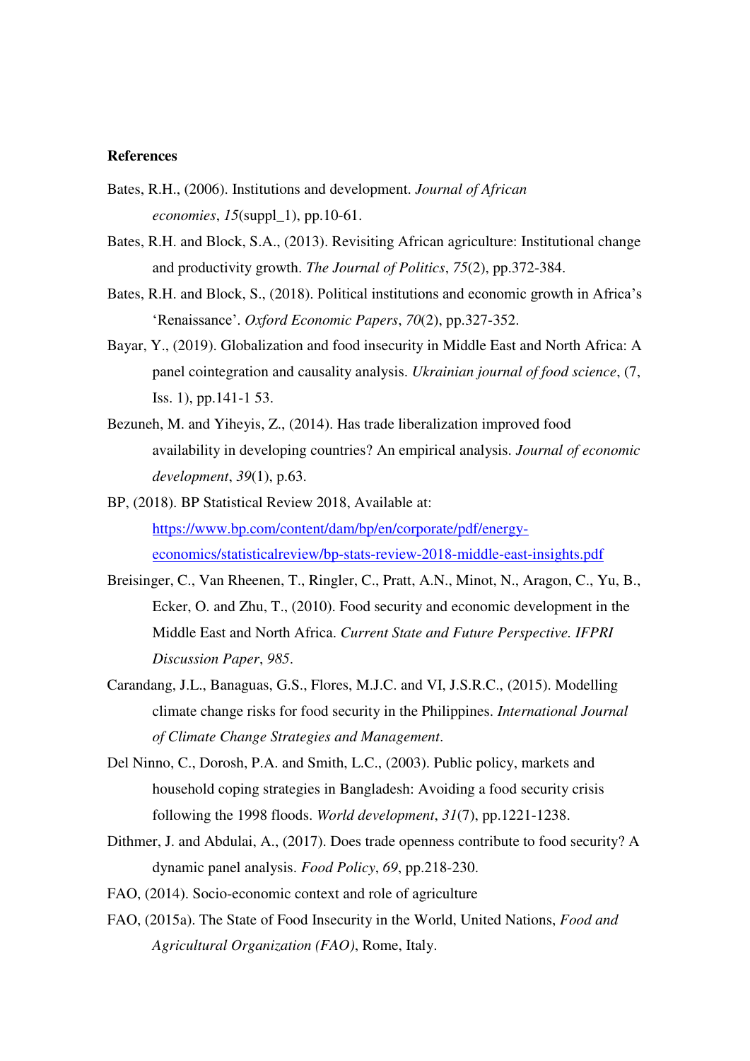**References**

Bates, R.H., (2006). Institutions and development. *Journal of African economies*, *15*(suppl_1), pp.10-61.

Bates, R.H. and Block, S.A., (2013). Revisiting African agriculture: Institutional change and productivity growth. *The Journal of Politics*, *75*(2), pp.372-384.

Bates, R.H. and Block, S., (2018). Political institutions and economic growth in Africa's 'Renaissance'. *Oxford Economic Papers*, *70*(2), pp.327-352.

Bayar, Y., (2019). Globalization and food insecurity in Middle East and North Africa: A panel cointegration and causality analysis. *Ukrainian journal of food science*, (7, Iss. 1), pp.141-1 53.

Bezuneh, M. and Yiheyis, Z., (2014). Has trade liberalization improved food availability in developing countries? An empirical analysis. *Journal of economic development*, *39*(1), p.63.

BP, (2018). BP Statistical Review 2018, Available at: [https://www.bp.com/content/dam/bp/en/corporate/pdf/energy-economics/statisticalreview/bp-stats-review-2018-middle-east-insights.pdf](https://www.bp.com/content/dam/bp/en/corporate/pdf/energy-economics/statisticalreview/bp-stats-review-2018-middle-east-insights.pdf)

Breisinger, C., Van Rheenen, T., Ringler, C., Pratt, A.N., Minot, N., Aragon, C., Yu, B., Ecker, O. and Zhu, T., (2010). Food security and economic development in the Middle East and North Africa. *Current State and Future Perspective. IFPRI Discussion Paper*, *985*.

Carandang, J.L., Banaguas, G.S., Flores, M.J.C. and VI, J.S.R.C., (2015). Modelling climate change risks for food security in the Philippines. *International Journal of Climate Change Strategies and Management*.

Del Ninno, C., Dorosh, P.A. and Smith, L.C., (2003). Public policy, markets and household coping strategies in Bangladesh: Avoiding a food security crisis following the 1998 floods. *World development*, *31*(7), pp.1221-1238.

Dithmer, J. and Abdulai, A., (2017). Does trade openness contribute to food security? A dynamic panel analysis. *Food Policy*, *69*, pp.218-230.

FAO, (2014). Socio-economic context and role of agriculture

FAO, (2015a). The State of Food Insecurity in the World, United Nations, *Food and Agricultural Organization (FAO)*, Rome, Italy.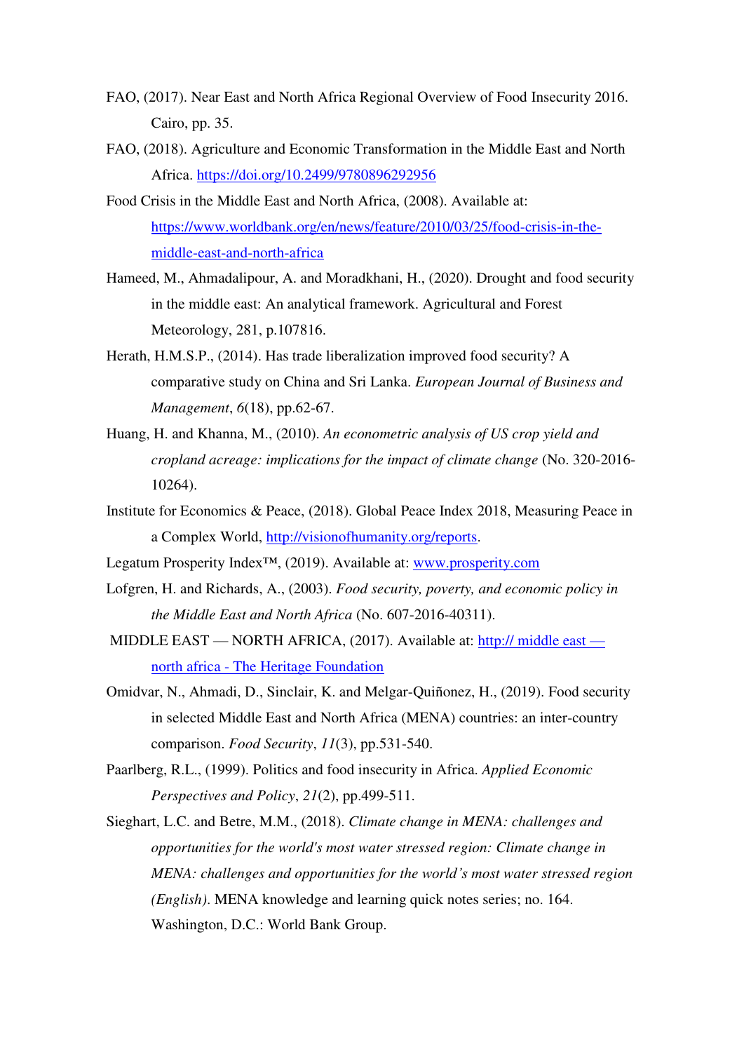FAO, (2017). Near East and North Africa Regional Overview of Food Insecurity 2016. Cairo, pp. 35.

FAO, (2018). Agriculture and Economic Transformation in the Middle East and North Africa. https://doi.org/10.2499/9780896292956

Food Crisis in the Middle East and North Africa, (2008). Available at: https://www.worldbank.org/en/news/feature/2010/03/25/food-crisis-in-the-middle-east-and-north-africa

Hameed, M., Ahmadalipour, A. and Moradkhani, H., (2020). Drought and food security in the middle east: An analytical framework. Agricultural and Forest Meteorology, 281, p.107816.

Herath, H.M.S.P., (2014). Has trade liberalization improved food security? A comparative study on China and Sri Lanka. *European Journal of Business and Management*, *6*(18), pp.62-67.

Huang, H. and Khanna, M., (2010). *An econometric analysis of US crop yield and cropland acreage: implications for the impact of climate change* (No. 320-2016-10264).

Institute for Economics & Peace, (2018). Global Peace Index 2018, Measuring Peace in a Complex World, http://visionofhumanity.org/reports.

Legatum Prosperity Index™, (2019). Available at: www.prosperity.com

Lofgren, H. and Richards, A., (2003). *Food security, poverty, and economic policy in the Middle East and North Africa* (No. 607-2016-40311).

MIDDLE EAST — NORTH AFRICA, (2017). Available at: http:// middle east — north africa - The Heritage Foundation

Omidvar, N., Ahmadi, D., Sinclair, K. and Melgar-Quiñonez, H., (2019). Food security in selected Middle East and North Africa (MENA) countries: an inter-country comparison. *Food Security*, *11*(3), pp.531-540.

Paarlberg, R.L., (1999). Politics and food insecurity in Africa. *Applied Economic Perspectives and Policy*, *21*(2), pp.499-511.

Sieghart, L.C. and Betre, M.M., (2018). *Climate change in MENA: challenges and opportunities for the world's most water stressed region: Climate change in MENA: challenges and opportunities for the world's most water stressed region (English)*. MENA knowledge and learning quick notes series; no. 164. Washington, D.C.: World Bank Group.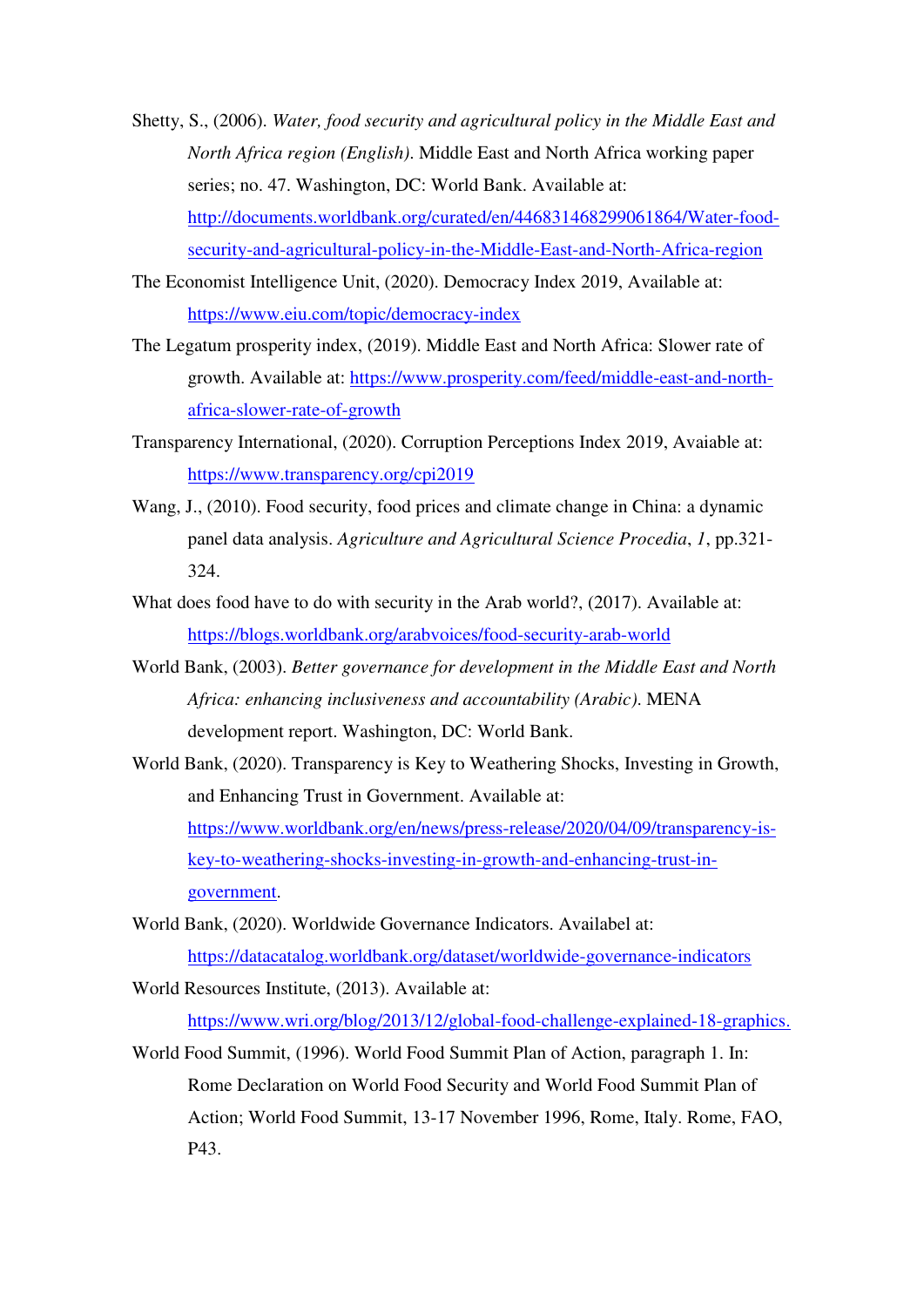Shetty, S., (2006). *Water, food security and agricultural policy in the Middle East and North Africa region (English)*. Middle East and North Africa working paper series; no. 47. Washington, DC: World Bank. Available at: http://documents.worldbank.org/curated/en/446831468299061864/Water-food-security-and-agricultural-policy-in-the-Middle-East-and-North-Africa-region

The Economist Intelligence Unit, (2020). Democracy Index 2019, Available at: https://www.eiu.com/topic/democracy-index

The Legatum prosperity index, (2019). Middle East and North Africa: Slower rate of growth. Available at: https://www.prosperity.com/feed/middle-east-and-north-africa-slower-rate-of-growth

Transparency International, (2020). Corruption Perceptions Index 2019, Avaiable at: https://www.transparency.org/cpi2019

Wang, J., (2010). Food security, food prices and climate change in China: a dynamic panel data analysis. *Agriculture and Agricultural Science Procedia*, *1*, pp.321-324.

What does food have to do with security in the Arab world?, (2017). Available at: https://blogs.worldbank.org/arabvoices/food-security-arab-world

World Bank, (2003). *Better governance for development in the Middle East and North Africa: enhancing inclusiveness and accountability (Arabic)*. MENA development report. Washington, DC: World Bank.

World Bank, (2020). Transparency is Key to Weathering Shocks, Investing in Growth, and Enhancing Trust in Government. Available at: https://www.worldbank.org/en/news/press-release/2020/04/09/transparency-is-key-to-weathering-shocks-investing-in-growth-and-enhancing-trust-in-government.

World Bank, (2020). Worldwide Governance Indicators. Availabel at: https://datacatalog.worldbank.org/dataset/worldwide-governance-indicators

World Resources Institute, (2013). Available at: https://www.wri.org/blog/2013/12/global-food-challenge-explained-18-graphics.

World Food Summit, (1996). World Food Summit Plan of Action, paragraph 1. In: Rome Declaration on World Food Security and World Food Summit Plan of Action; World Food Summit, 13-17 November 1996, Rome, Italy. Rome, FAO, P43.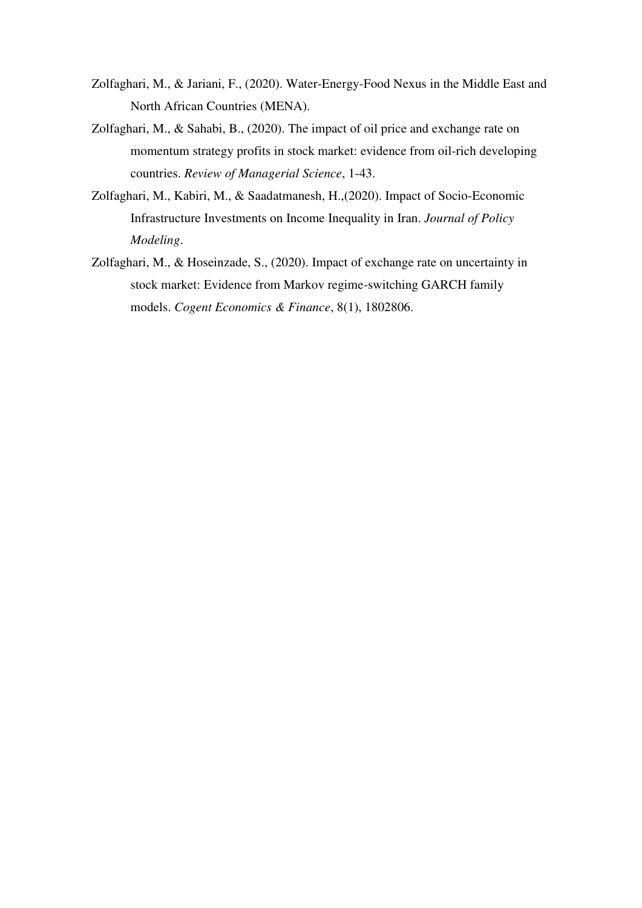Zolfaghari, M., & Jariani, F., (2020). Water-Energy-Food Nexus in the Middle East and North African Countries (MENA).

Zolfaghari, M., & Sahabi, B., (2020). The impact of oil price and exchange rate on momentum strategy profits in stock market: evidence from oil-rich developing countries. *Review of Managerial Science*, 1-43.

Zolfaghari, M., Kabiri, M., & Saadatmanesh, H.,(2020). Impact of Socio-Economic Infrastructure Investments on Income Inequality in Iran. *Journal of Policy Modeling*.

Zolfaghari, M., & Hoseinzade, S., (2020). Impact of exchange rate on uncertainty in stock market: Evidence from Markov regime-switching GARCH family models. *Cogent Economics & Finance*, 8(1), 1802806.